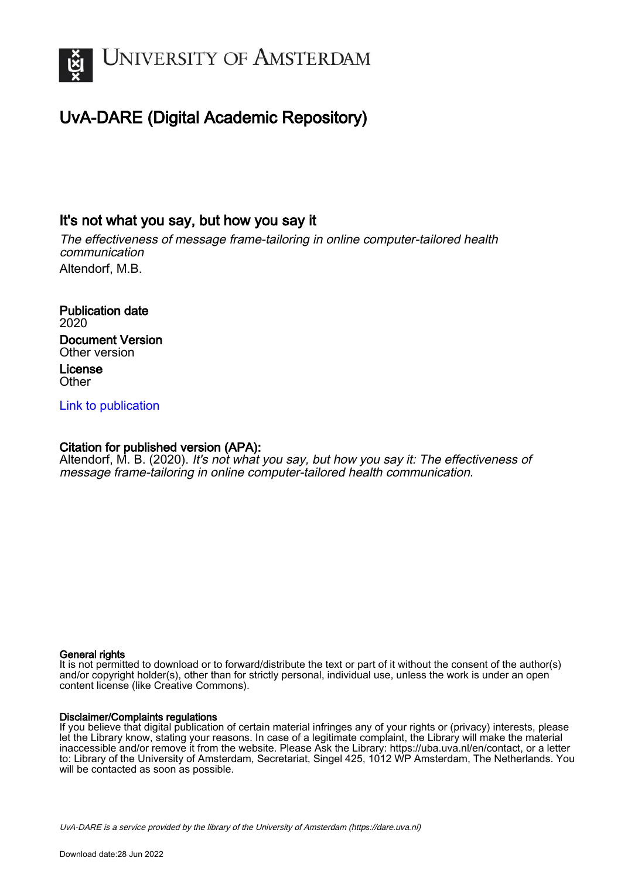# UNIVERSITY OF AMSTERDAM

## UvA-DARE (Digital Academic Repository)

### It's not what you say, but how you say it

*The effectiveness of message frame-tailoring in online computer-tailored health communication*

Altendorf, M.B.

**Publication date**
2020

**Document Version**
Other version

**License**
Other

Link to publication

**Citation for published version (APA):**
Altendorf, M. B. (2020). *It's not what you say, but how you say it: The effectiveness of message frame-tailoring in online computer-tailored health communication*.

**General rights**
It is not permitted to download or to forward/distribute the text or part of it without the consent of the author(s) and/or copyright holder(s), other than for strictly personal, individual use, unless the work is under an open content license (like Creative Commons).

**Disclaimer/Complaints regulations**
If you believe that digital publication of certain material infringes any of your rights or (privacy) interests, please let the Library know, stating your reasons. In case of a legitimate complaint, the Library will make the material inaccessible and/or remove it from the website. Please Ask the Library: https://uba.uva.nl/en/contact, or a letter to: Library of the University of Amsterdam, Secretariat, Singel 425, 1012 WP Amsterdam, The Netherlands. You will be contacted as soon as possible.

UvA-DARE is a service provided by the library of the University of Amsterdam (https://dare.uva.nl)

Download date:28 Jun 2022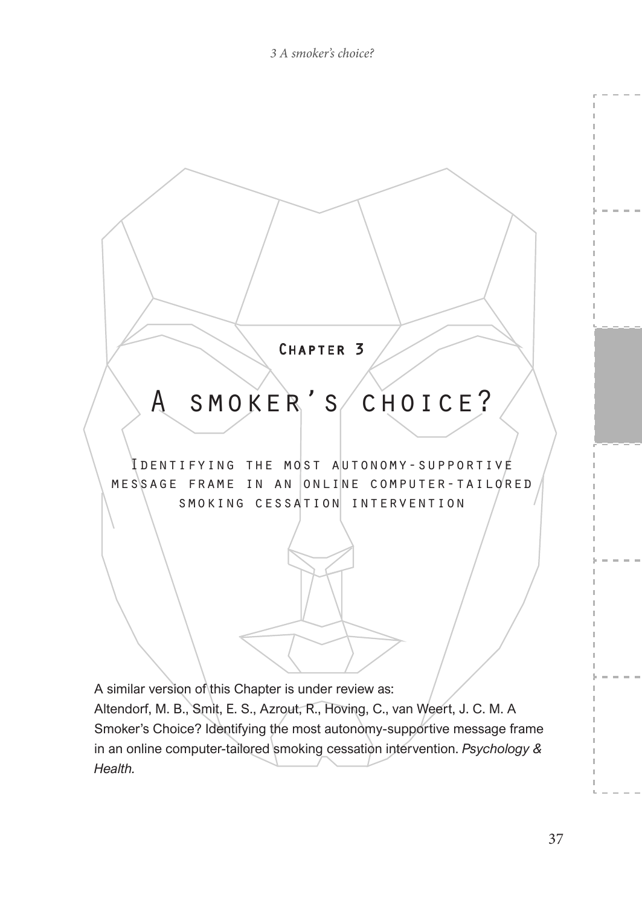# Chapter 3

# A smoker's choice?

## Identifying the most autonomy-supportive message frame in an online computer-tailored smoking cessation intervention

A similar version of this Chapter is under review as:
Altendorf, M. B., Smit, E. S., Azrout, R., Hoving, C., van Weert, J. C. M. A Smoker's Choice? Identifying the most autonomy-supportive message frame in an online computer-tailored smoking cessation intervention. *Psychology & Health.*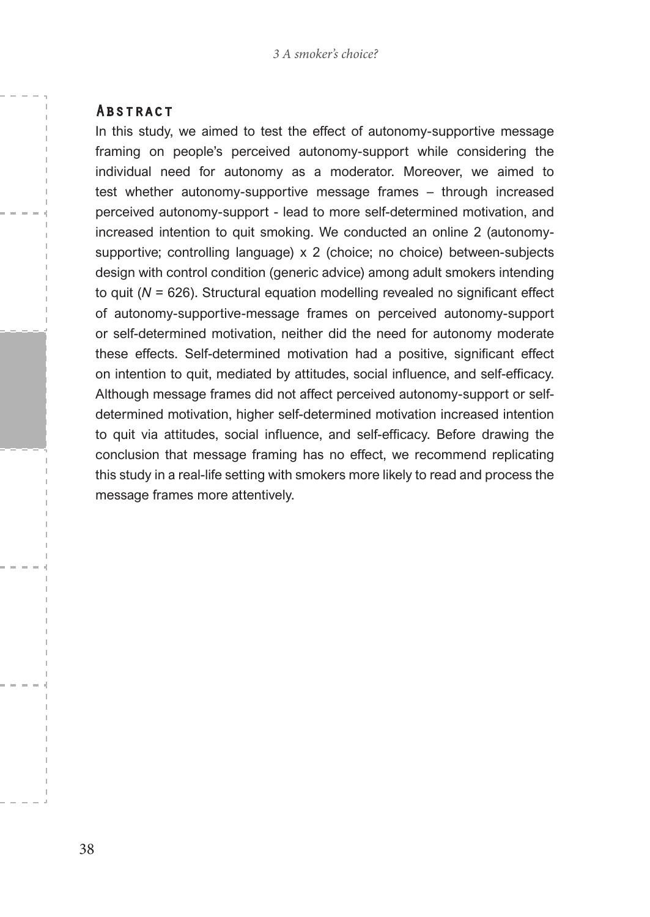## Abstract

In this study, we aimed to test the effect of autonomy-supportive message framing on people's perceived autonomy-support while considering the individual need for autonomy as a moderator. Moreover, we aimed to test whether autonomy-supportive message frames – through increased perceived autonomy-support - lead to more self-determined motivation, and increased intention to quit smoking. We conducted an online 2 (autonomy-supportive; controlling language) x 2 (choice; no choice) between-subjects design with control condition (generic advice) among adult smokers intending to quit ($N$ = 626). Structural equation modelling revealed no significant effect of autonomy-supportive-message frames on perceived autonomy-support or self-determined motivation, neither did the need for autonomy moderate these effects. Self-determined motivation had a positive, significant effect on intention to quit, mediated by attitudes, social influence, and self-efficacy. Although message frames did not affect perceived autonomy-support or self-determined motivation, higher self-determined motivation increased intention to quit via attitudes, social influence, and self-efficacy. Before drawing the conclusion that message framing has no effect, we recommend replicating this study in a real-life setting with smokers more likely to read and process the message frames more attentively.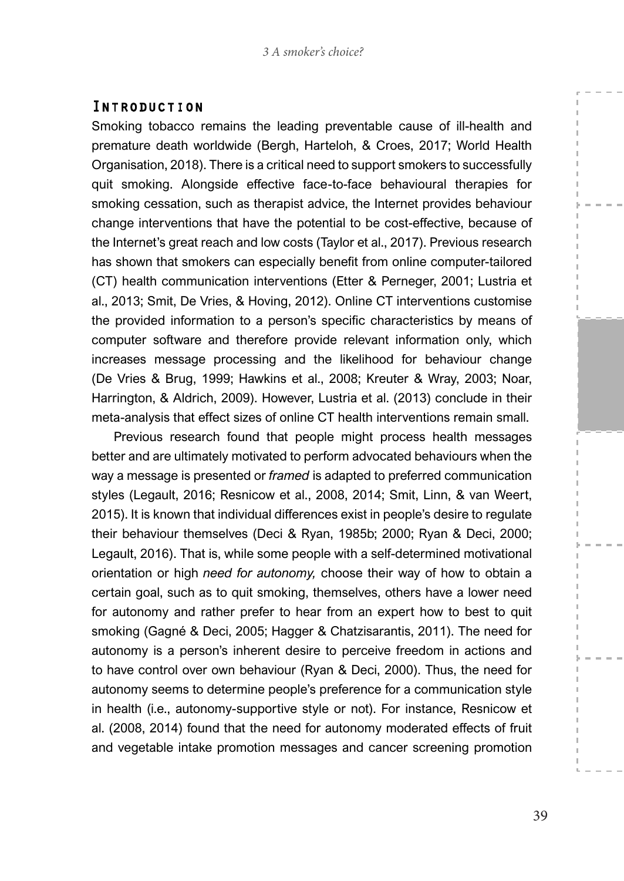## Introduction

Smoking tobacco remains the leading preventable cause of ill-health and premature death worldwide (Bergh, Harteloh, & Croes, 2017; World Health Organisation, 2018). There is a critical need to support smokers to successfully quit smoking. Alongside effective face-to-face behavioural therapies for smoking cessation, such as therapist advice, the Internet provides behaviour change interventions that have the potential to be cost-effective, because of the Internet's great reach and low costs (Taylor et al., 2017). Previous research has shown that smokers can especially benefit from online computer-tailored (CT) health communication interventions (Etter & Perneger, 2001; Lustria et al., 2013; Smit, De Vries, & Hoving, 2012). Online CT interventions customise the provided information to a person's specific characteristics by means of computer software and therefore provide relevant information only, which increases message processing and the likelihood for behaviour change (De Vries & Brug, 1999; Hawkins et al., 2008; Kreuter & Wray, 2003; Noar, Harrington, & Aldrich, 2009). However, Lustria et al. (2013) conclude in their meta-analysis that effect sizes of online CT health interventions remain small.

Previous research found that people might process health messages better and are ultimately motivated to perform advocated behaviours when the way a message is presented or *framed* is adapted to preferred communication styles (Legault, 2016; Resnicow et al., 2008, 2014; Smit, Linn, & van Weert, 2015). It is known that individual differences exist in people's desire to regulate their behaviour themselves (Deci & Ryan, 1985b; 2000; Ryan & Deci, 2000; Legault, 2016). That is, while some people with a self-determined motivational orientation or high *need for autonomy,* choose their way of how to obtain a certain goal, such as to quit smoking, themselves, others have a lower need for autonomy and rather prefer to hear from an expert how to best to quit smoking (Gagné & Deci, 2005; Hagger & Chatzisarantis, 2011). The need for autonomy is a person's inherent desire to perceive freedom in actions and to have control over own behaviour (Ryan & Deci, 2000). Thus, the need for autonomy seems to determine people's preference for a communication style in health (i.e., autonomy-supportive style or not). For instance, Resnicow et al. (2008, 2014) found that the need for autonomy moderated effects of fruit and vegetable intake promotion messages and cancer screening promotion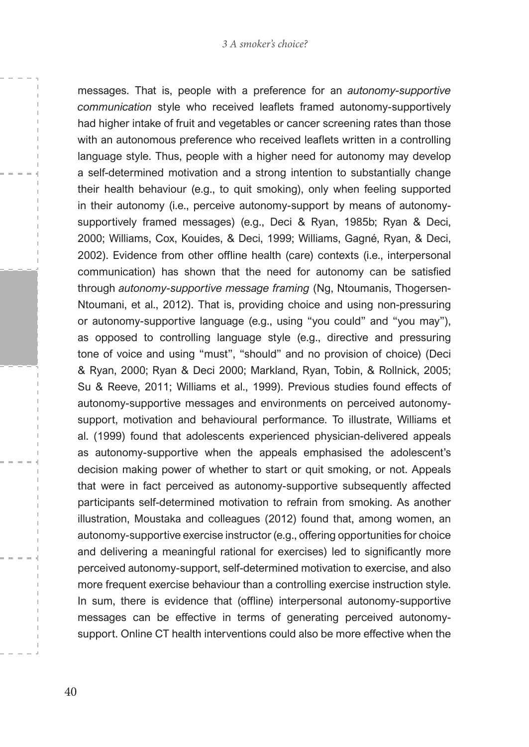messages. That is, people with a preference for an *autonomy-supportive communication* style who received leaflets framed autonomy-supportively had higher intake of fruit and vegetables or cancer screening rates than those with an autonomous preference who received leaflets written in a controlling language style. Thus, people with a higher need for autonomy may develop a self-determined motivation and a strong intention to substantially change their health behaviour (e.g., to quit smoking), only when feeling supported in their autonomy (i.e., perceive autonomy-support by means of autonomy-supportively framed messages) (e.g., Deci & Ryan, 1985b; Ryan & Deci, 2000; Williams, Cox, Kouides, & Deci, 1999; Williams, Gagné, Ryan, & Deci, 2002). Evidence from other offline health (care) contexts (i.e., interpersonal communication) has shown that the need for autonomy can be satisfied through *autonomy-supportive message framing* (Ng, Ntoumanis, Thogersen-Ntoumani, et al., 2012). That is, providing choice and using non-pressuring or autonomy-supportive language (e.g., using "you could" and "you may"), as opposed to controlling language style (e.g., directive and pressuring tone of voice and using "must", "should" and no provision of choice) (Deci & Ryan, 2000; Ryan & Deci 2000; Markland, Ryan, Tobin, & Rollnick, 2005; Su & Reeve, 2011; Williams et al., 1999). Previous studies found effects of autonomy-supportive messages and environments on perceived autonomy-support, motivation and behavioural performance. To illustrate, Williams et al. (1999) found that adolescents experienced physician-delivered appeals as autonomy-supportive when the appeals emphasised the adolescent's decision making power of whether to start or quit smoking, or not. Appeals that were in fact perceived as autonomy-supportive subsequently affected participants self-determined motivation to refrain from smoking. As another illustration, Moustaka and colleagues (2012) found that, among women, an autonomy-supportive exercise instructor (e.g., offering opportunities for choice and delivering a meaningful rational for exercises) led to significantly more perceived autonomy-support, self-determined motivation to exercise, and also more frequent exercise behaviour than a controlling exercise instruction style. In sum, there is evidence that (offline) interpersonal autonomy-supportive messages can be effective in terms of generating perceived autonomy-support. Online CT health interventions could also be more effective when the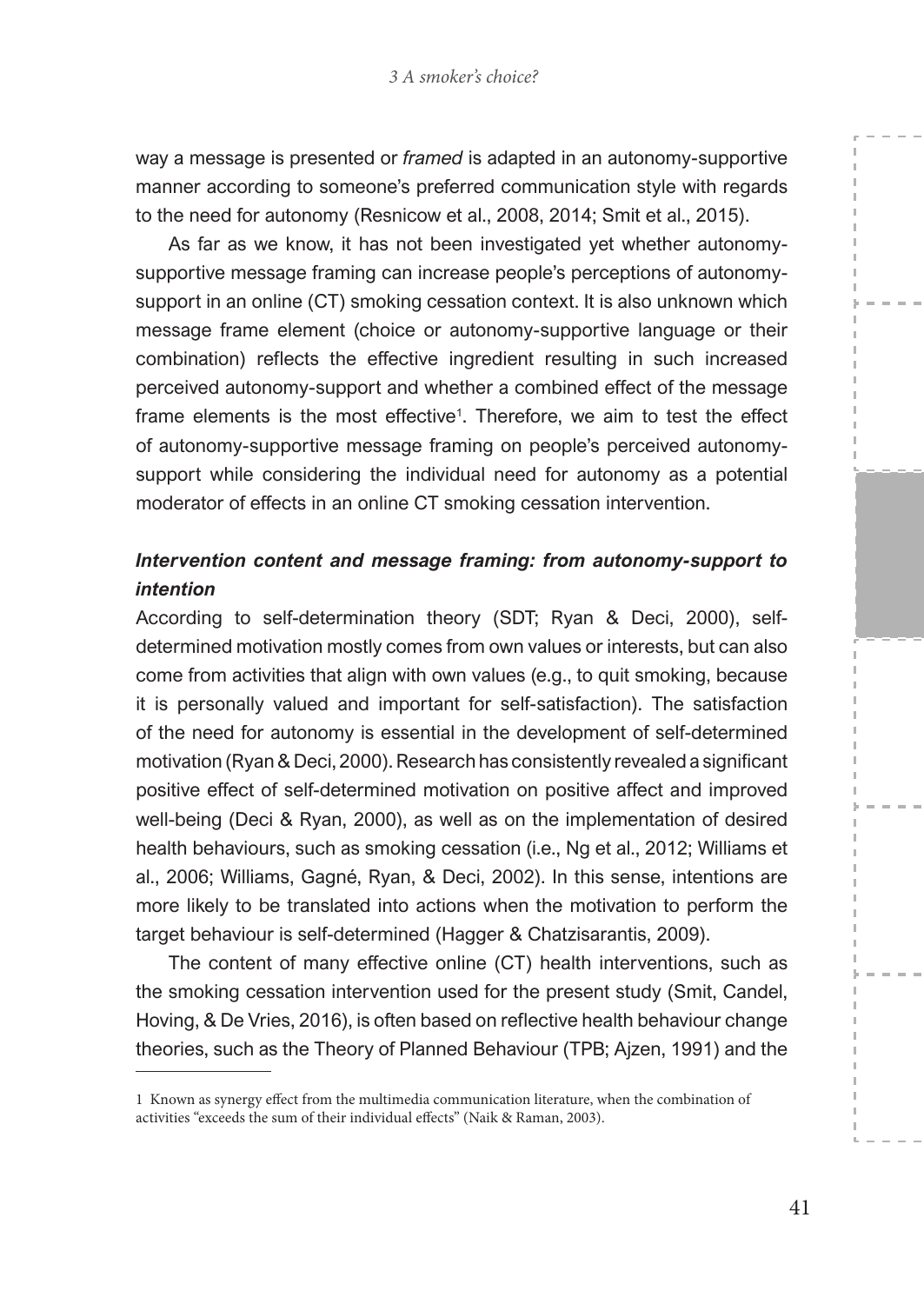way a message is presented or *framed* is adapted in an autonomy-supportive manner according to someone's preferred communication style with regards to the need for autonomy (Resnicow et al., 2008, 2014; Smit et al., 2015).

As far as we know, it has not been investigated yet whether autonomy-supportive message framing can increase people's perceptions of autonomy-support in an online (CT) smoking cessation context. It is also unknown which message frame element (choice or autonomy-supportive language or their combination) reflects the effective ingredient resulting in such increased perceived autonomy-support and whether a combined effect of the message frame elements is the most effective[1]. Therefore, we aim to test the effect of autonomy-supportive message framing on people's perceived autonomy-support while considering the individual need for autonomy as a potential moderator of effects in an online CT smoking cessation intervention.

### *Intervention content and message framing: from autonomy-support to intention*

According to self-determination theory (SDT; Ryan & Deci, 2000), self-determined motivation mostly comes from own values or interests, but can also come from activities that align with own values (e.g., to quit smoking, because it is personally valued and important for self-satisfaction). The satisfaction of the need for autonomy is essential in the development of self-determined motivation (Ryan & Deci, 2000). Research has consistently revealed a significant positive effect of self-determined motivation on positive affect and improved well-being (Deci & Ryan, 2000), as well as on the implementation of desired health behaviours, such as smoking cessation (i.e., Ng et al., 2012; Williams et al., 2006; Williams, Gagné, Ryan, & Deci, 2002). In this sense, intentions are more likely to be translated into actions when the motivation to perform the target behaviour is self-determined (Hagger & Chatzisarantis, 2009).

The content of many effective online (CT) health interventions, such as the smoking cessation intervention used for the present study (Smit, Candel, Hoving, & De Vries, 2016), is often based on reflective health behaviour change theories, such as the Theory of Planned Behaviour (TPB; Ajzen, 1991) and the

---

[1] Known as synergy effect from the multimedia communication literature, when the combination of activities "exceeds the sum of their individual effects" (Naik & Raman, 2003).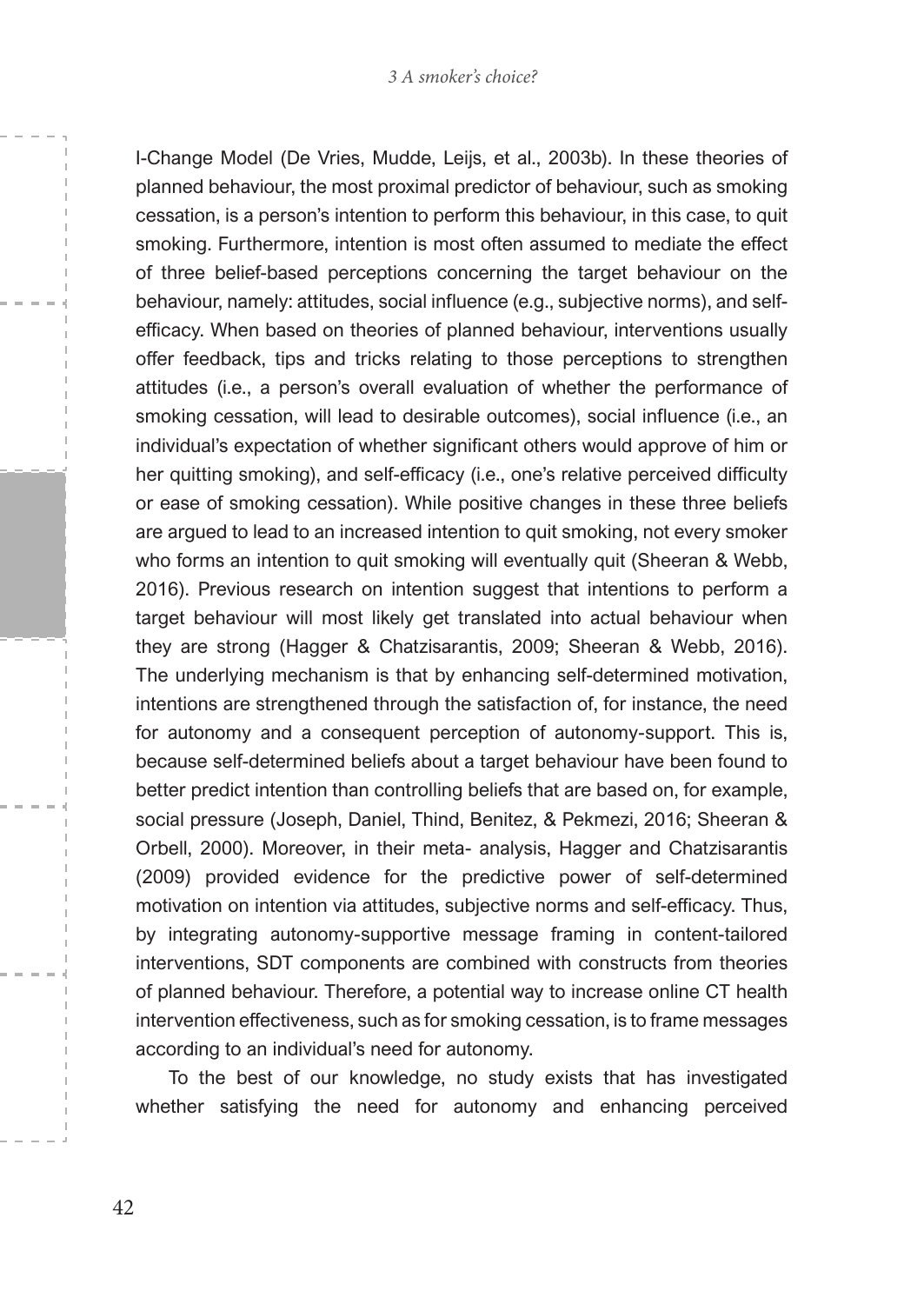I-Change Model (De Vries, Mudde, Leijs, et al., 2003b). In these theories of planned behaviour, the most proximal predictor of behaviour, such as smoking cessation, is a person's intention to perform this behaviour, in this case, to quit smoking. Furthermore, intention is most often assumed to mediate the effect of three belief-based perceptions concerning the target behaviour on the behaviour, namely: attitudes, social influence (e.g., subjective norms), and self-efficacy. When based on theories of planned behaviour, interventions usually offer feedback, tips and tricks relating to those perceptions to strengthen attitudes (i.e., a person's overall evaluation of whether the performance of smoking cessation, will lead to desirable outcomes), social influence (i.e., an individual's expectation of whether significant others would approve of him or her quitting smoking), and self-efficacy (i.e., one's relative perceived difficulty or ease of smoking cessation). While positive changes in these three beliefs are argued to lead to an increased intention to quit smoking, not every smoker who forms an intention to quit smoking will eventually quit (Sheeran & Webb, 2016). Previous research on intention suggest that intentions to perform a target behaviour will most likely get translated into actual behaviour when they are strong (Hagger & Chatzisarantis, 2009; Sheeran & Webb, 2016). The underlying mechanism is that by enhancing self-determined motivation, intentions are strengthened through the satisfaction of, for instance, the need for autonomy and a consequent perception of autonomy-support. This is, because self-determined beliefs about a target behaviour have been found to better predict intention than controlling beliefs that are based on, for example, social pressure (Joseph, Daniel, Thind, Benitez, & Pekmezi, 2016; Sheeran & Orbell, 2000). Moreover, in their meta- analysis, Hagger and Chatzisarantis (2009) provided evidence for the predictive power of self-determined motivation on intention via attitudes, subjective norms and self-efficacy. Thus, by integrating autonomy-supportive message framing in content-tailored interventions, SDT components are combined with constructs from theories of planned behaviour. Therefore, a potential way to increase online CT health intervention effectiveness, such as for smoking cessation, is to frame messages according to an individual's need for autonomy.

To the best of our knowledge, no study exists that has investigated whether satisfying the need for autonomy and enhancing perceived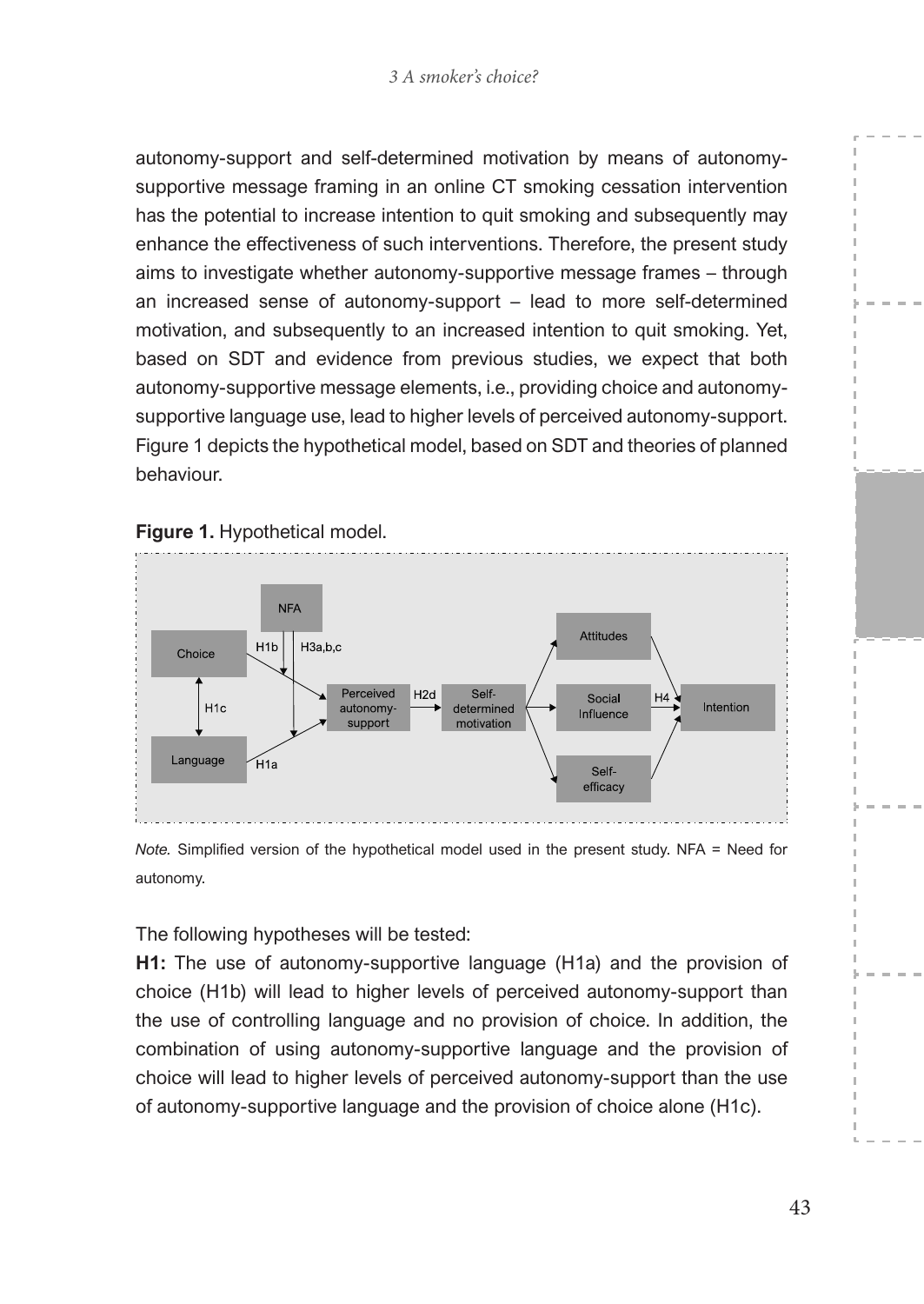autonomy-support and self-determined motivation by means of autonomy-supportive message framing in an online CT smoking cessation intervention has the potential to increase intention to quit smoking and subsequently may enhance the effectiveness of such interventions. Therefore, the present study aims to investigate whether autonomy-supportive message frames – through an increased sense of autonomy-support – lead to more self-determined motivation, and subsequently to an increased intention to quit smoking. Yet, based on SDT and evidence from previous studies, we expect that both autonomy-supportive message elements, i.e., providing choice and autonomy-supportive language use, lead to higher levels of perceived autonomy-support. Figure 1 depicts the hypothetical model, based on SDT and theories of planned behaviour.

**Figure 1.** Hypothetical model.

*Note.* Simplified version of the hypothetical model used in the present study. NFA = Need for autonomy.

The following hypotheses will be tested:

**H1:** The use of autonomy-supportive language (H1a) and the provision of choice (H1b) will lead to higher levels of perceived autonomy-support than the use of controlling language and no provision of choice. In addition, the combination of using autonomy-supportive language and the provision of choice will lead to higher levels of perceived autonomy-support than the use of autonomy-supportive language and the provision of choice alone (H1c).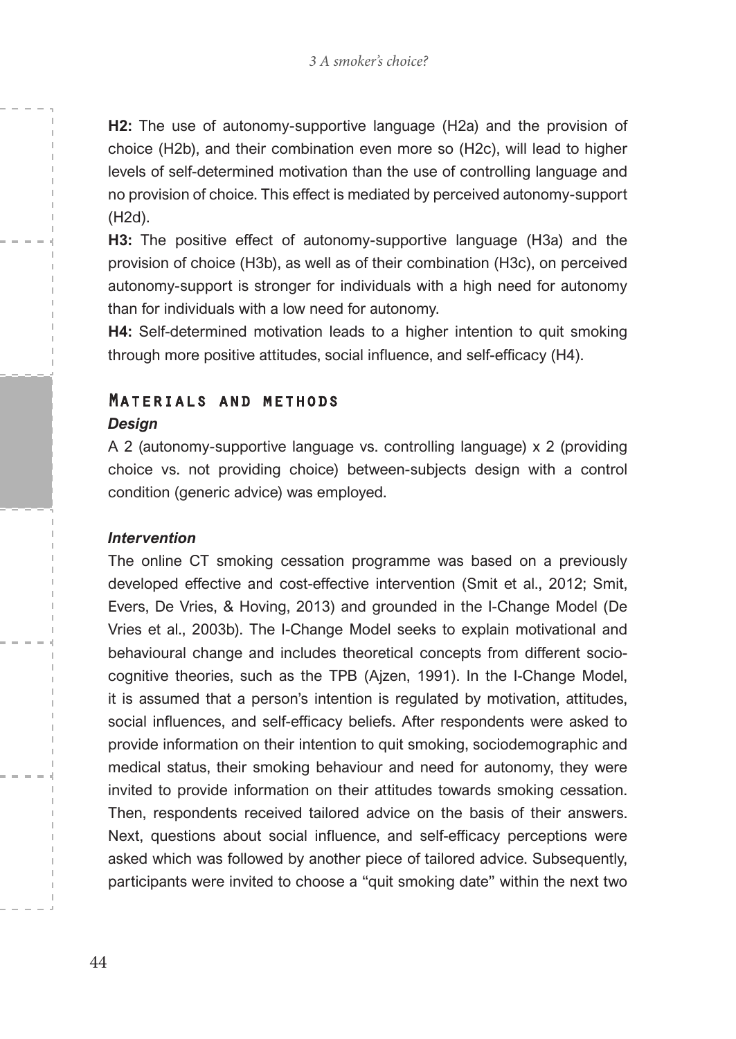**H2:** The use of autonomy-supportive language (H2a) and the provision of choice (H2b), and their combination even more so (H2c), will lead to higher levels of self-determined motivation than the use of controlling language and no provision of choice. This effect is mediated by perceived autonomy-support (H2d).

**H3:** The positive effect of autonomy-supportive language (H3a) and the provision of choice (H3b), as well as of their combination (H3c), on perceived autonomy-support is stronger for individuals with a high need for autonomy than for individuals with a low need for autonomy.

**H4:** Self-determined motivation leads to a higher intention to quit smoking through more positive attitudes, social influence, and self-efficacy (H4).

## Materials and methods

### *Design*

A 2 (autonomy-supportive language vs. controlling language) x 2 (providing choice vs. not providing choice) between-subjects design with a control condition (generic advice) was employed.

### *Intervention*

The online CT smoking cessation programme was based on a previously developed effective and cost-effective intervention (Smit et al., 2012; Smit, Evers, De Vries, & Hoving, 2013) and grounded in the I-Change Model (De Vries et al., 2003b). The I-Change Model seeks to explain motivational and behavioural change and includes theoretical concepts from different socio-cognitive theories, such as the TPB (Ajzen, 1991). In the I-Change Model, it is assumed that a person's intention is regulated by motivation, attitudes, social influences, and self-efficacy beliefs. After respondents were asked to provide information on their intention to quit smoking, sociodemographic and medical status, their smoking behaviour and need for autonomy, they were invited to provide information on their attitudes towards smoking cessation. Then, respondents received tailored advice on the basis of their answers. Next, questions about social influence, and self-efficacy perceptions were asked which was followed by another piece of tailored advice. Subsequently, participants were invited to choose a "quit smoking date" within the next two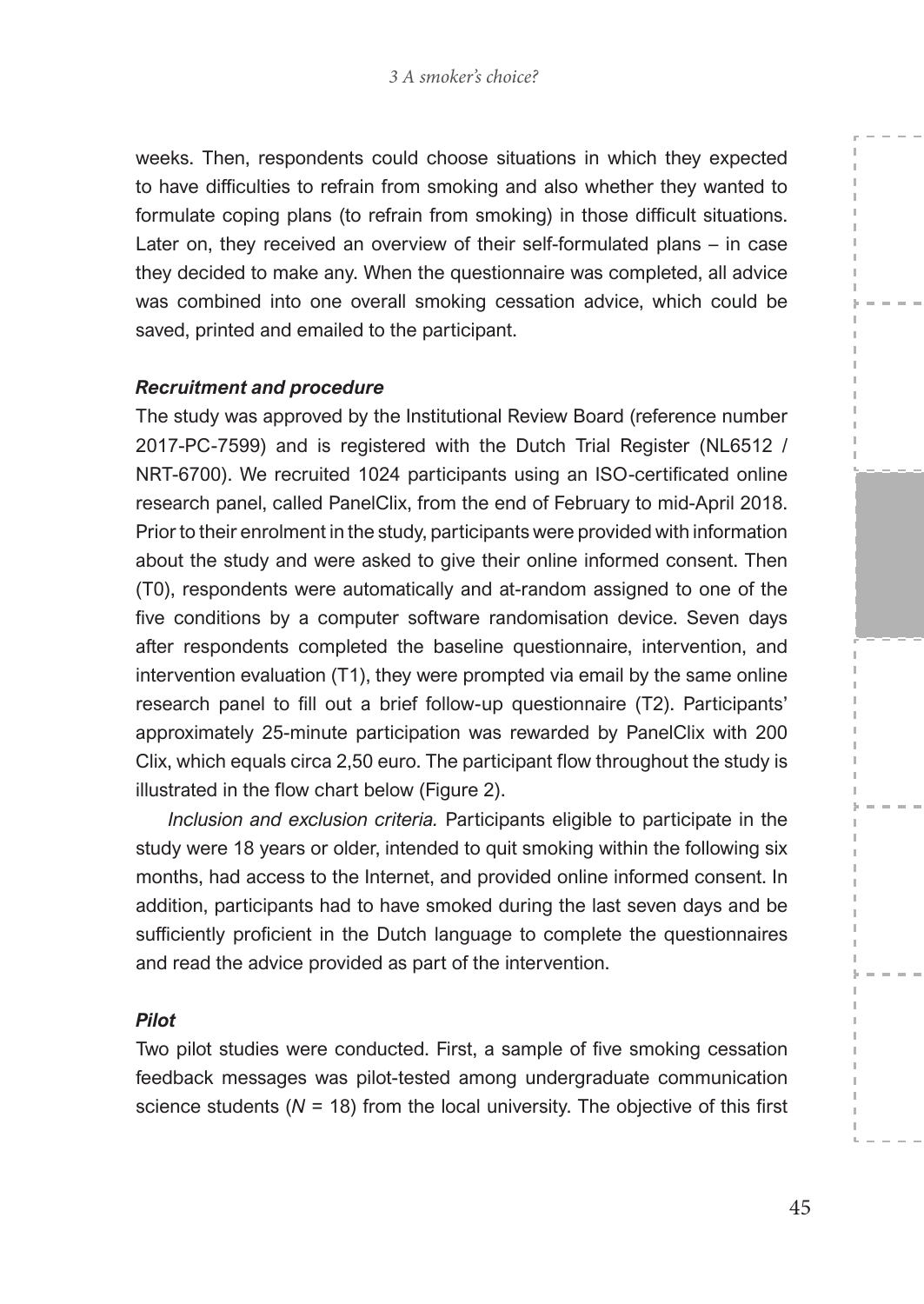weeks. Then, respondents could choose situations in which they expected to have difficulties to refrain from smoking and also whether they wanted to formulate coping plans (to refrain from smoking) in those difficult situations. Later on, they received an overview of their self-formulated plans – in case they decided to make any. When the questionnaire was completed, all advice was combined into one overall smoking cessation advice, which could be saved, printed and emailed to the participant.

#### *Recruitment and procedure*

The study was approved by the Institutional Review Board (reference number 2017-PC-7599) and is registered with the Dutch Trial Register (NL6512 / NRT-6700). We recruited 1024 participants using an ISO-certificated online research panel, called PanelClix, from the end of February to mid-April 2018. Prior to their enrolment in the study, participants were provided with information about the study and were asked to give their online informed consent. Then (T0), respondents were automatically and at-random assigned to one of the five conditions by a computer software randomisation device. Seven days after respondents completed the baseline questionnaire, intervention, and intervention evaluation (T1), they were prompted via email by the same online research panel to fill out a brief follow-up questionnaire (T2). Participants' approximately 25-minute participation was rewarded by PanelClix with 200 Clix, which equals circa 2,50 euro. The participant flow throughout the study is illustrated in the flow chart below (Figure 2).

*Inclusion and exclusion criteria.* Participants eligible to participate in the study were 18 years or older, intended to quit smoking within the following six months, had access to the Internet, and provided online informed consent. In addition, participants had to have smoked during the last seven days and be sufficiently proficient in the Dutch language to complete the questionnaires and read the advice provided as part of the intervention.

#### *Pilot*

Two pilot studies were conducted. First, a sample of five smoking cessation feedback messages was pilot-tested among undergraduate communication science students ($N$ = 18) from the local university. The objective of this first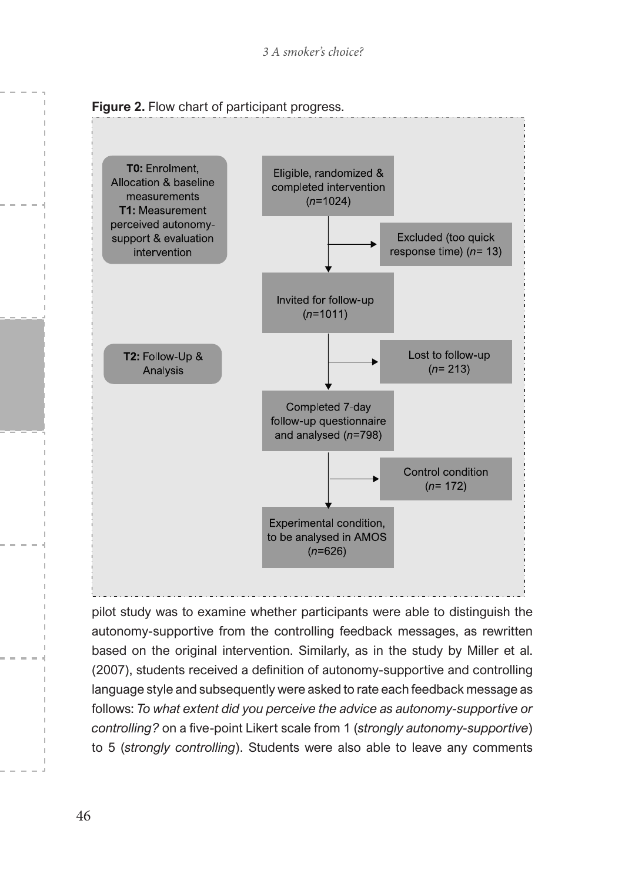**Figure 2.** Flow chart of participant progress.

**T0:** Enrolment, Allocation & baseline measurements
**T1:** Measurement perceived autonomy-support & evaluation intervention

Eligible, randomized & completed intervention (*n*=1024)

Excluded (too quick response time) (*n*= 13)

Invited for follow-up (*n*=1011)

**T2:** Follow-Up & Analysis

Lost to follow-up (*n*= 213)

Completed 7-day follow-up questionnaire and analysed (*n*=798)

Control condition (*n*= 172)

Experimental condition, to be analysed in AMOS (*n*=626)

pilot study was to examine whether participants were able to distinguish the autonomy-supportive from the controlling feedback messages, as rewritten based on the original intervention. Similarly, as in the study by Miller et al. (2007), students received a definition of autonomy-supportive and controlling language style and subsequently were asked to rate each feedback message as follows: *To what extent did you perceive the advice as autonomy-supportive or controlling?* on a five-point Likert scale from 1 (*strongly autonomy-supportive*) to 5 (*strongly controlling*). Students were also able to leave any comments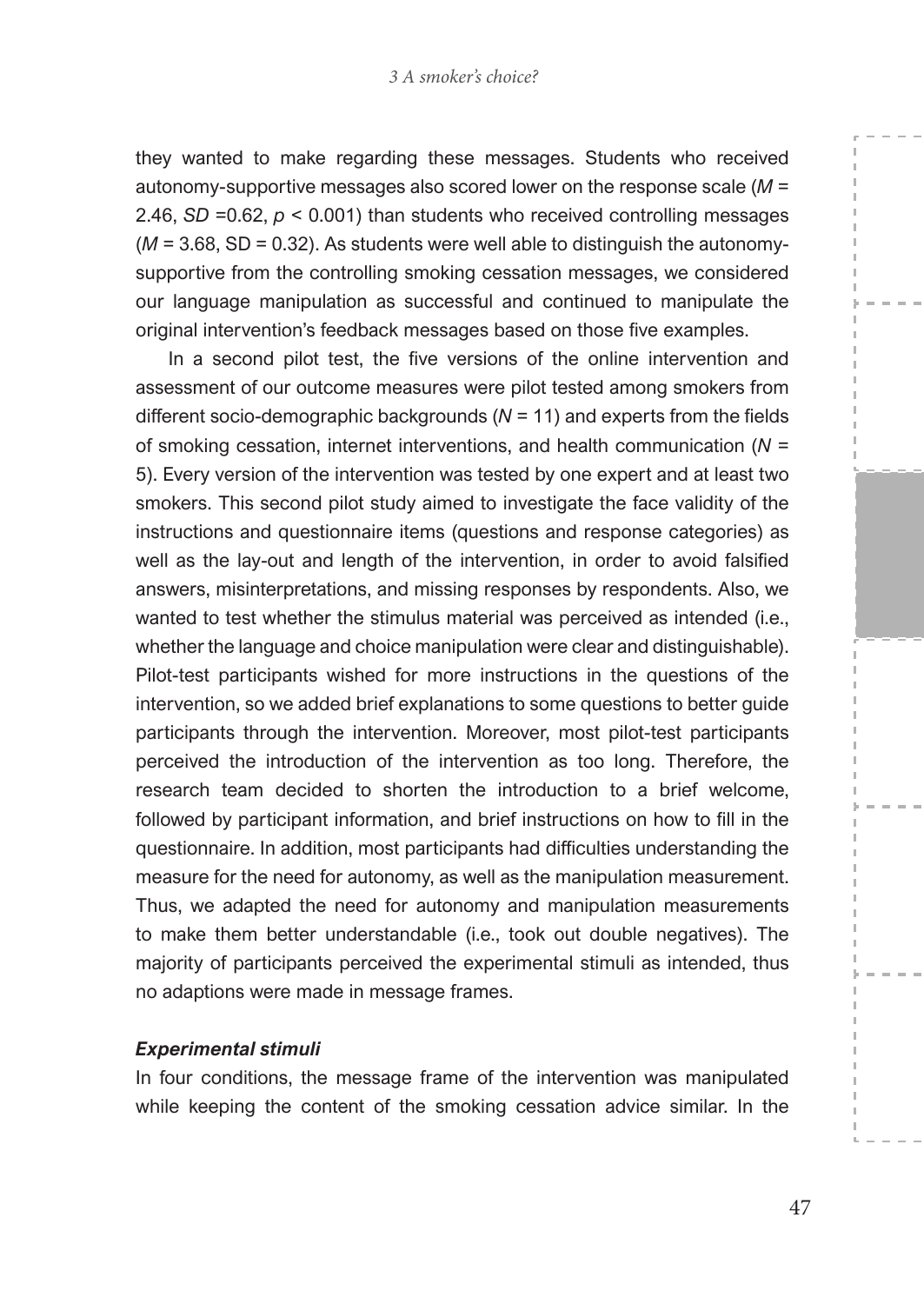they wanted to make regarding these messages. Students who received autonomy-supportive messages also scored lower on the response scale ($M$ = 2.46, $SD$ =0.62, $p < 0.001$) than students who received controlling messages ($M$ = 3.68, SD = 0.32). As students were well able to distinguish the autonomy-supportive from the controlling smoking cessation messages, we considered our language manipulation as successful and continued to manipulate the original intervention's feedback messages based on those five examples.

In a second pilot test, the five versions of the online intervention and assessment of our outcome measures were pilot tested among smokers from different socio-demographic backgrounds ($N$ = 11) and experts from the fields of smoking cessation, internet interventions, and health communication ($N$ = 5). Every version of the intervention was tested by one expert and at least two smokers. This second pilot study aimed to investigate the face validity of the instructions and questionnaire items (questions and response categories) as well as the lay-out and length of the intervention, in order to avoid falsified answers, misinterpretations, and missing responses by respondents. Also, we wanted to test whether the stimulus material was perceived as intended (i.e., whether the language and choice manipulation were clear and distinguishable). Pilot-test participants wished for more instructions in the questions of the intervention, so we added brief explanations to some questions to better guide participants through the intervention. Moreover, most pilot-test participants perceived the introduction of the intervention as too long. Therefore, the research team decided to shorten the introduction to a brief welcome, followed by participant information, and brief instructions on how to fill in the questionnaire. In addition, most participants had difficulties understanding the measure for the need for autonomy, as well as the manipulation measurement. Thus, we adapted the need for autonomy and manipulation measurements to make them better understandable (i.e., took out double negatives). The majority of participants perceived the experimental stimuli as intended, thus no adaptions were made in message frames.

#### *Experimental stimuli*

In four conditions, the message frame of the intervention was manipulated while keeping the content of the smoking cessation advice similar. In the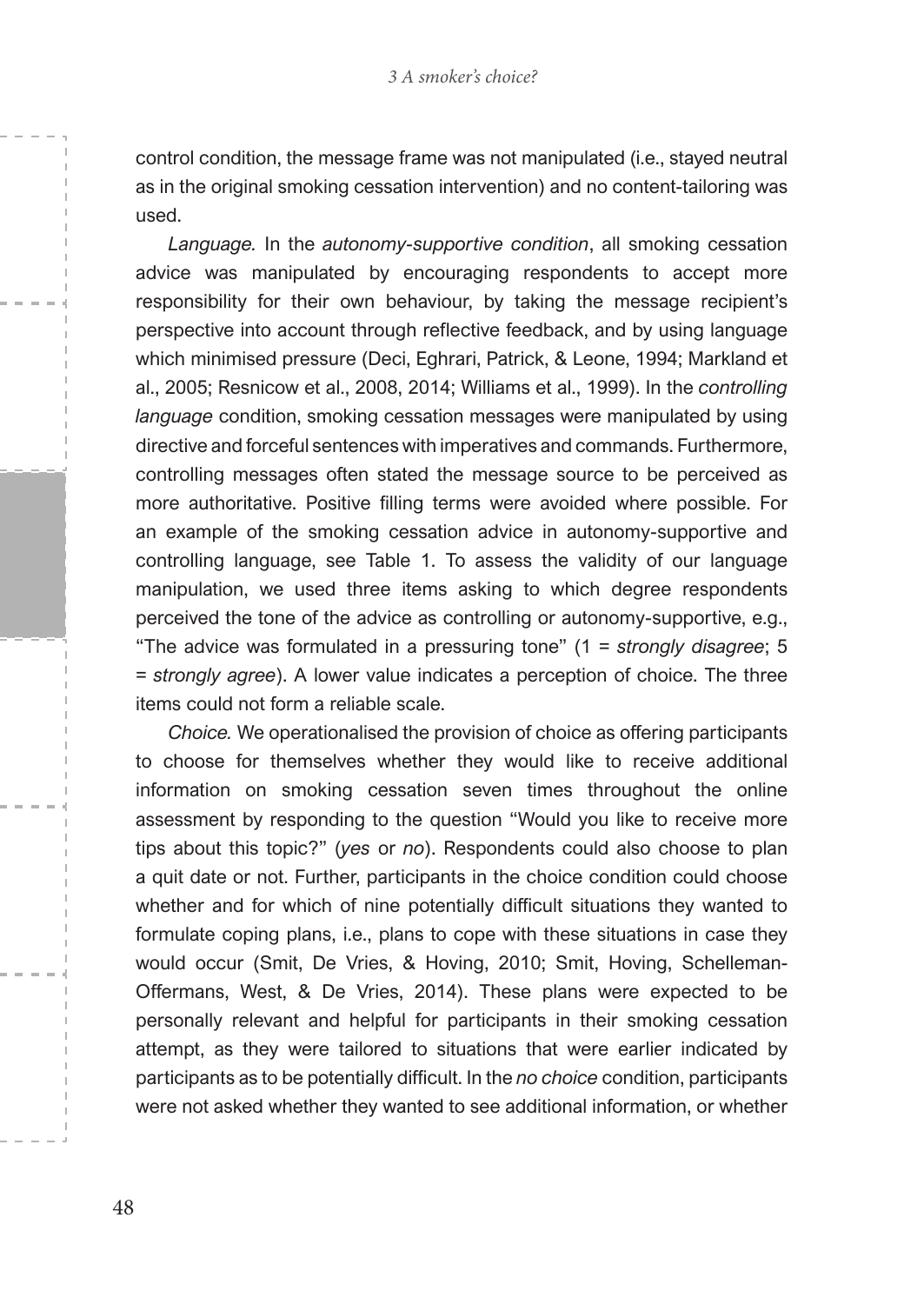control condition, the message frame was not manipulated (i.e., stayed neutral as in the original smoking cessation intervention) and no content-tailoring was used.

*Language.* In the *autonomy-supportive condition*, all smoking cessation advice was manipulated by encouraging respondents to accept more responsibility for their own behaviour, by taking the message recipient's perspective into account through reflective feedback, and by using language which minimised pressure (Deci, Eghrari, Patrick, & Leone, 1994; Markland et al., 2005; Resnicow et al., 2008, 2014; Williams et al., 1999). In the *controlling language* condition, smoking cessation messages were manipulated by using directive and forceful sentences with imperatives and commands. Furthermore, controlling messages often stated the message source to be perceived as more authoritative. Positive filling terms were avoided where possible. For an example of the smoking cessation advice in autonomy-supportive and controlling language, see Table 1. To assess the validity of our language manipulation, we used three items asking to which degree respondents perceived the tone of the advice as controlling or autonomy-supportive, e.g., "The advice was formulated in a pressuring tone" (1 = *strongly disagree*; 5 = *strongly agree*). A lower value indicates a perception of choice. The three items could not form a reliable scale.

*Choice.* We operationalised the provision of choice as offering participants to choose for themselves whether they would like to receive additional information on smoking cessation seven times throughout the online assessment by responding to the question "Would you like to receive more tips about this topic?" (*yes* or *no*). Respondents could also choose to plan a quit date or not. Further, participants in the choice condition could choose whether and for which of nine potentially difficult situations they wanted to formulate coping plans, i.e., plans to cope with these situations in case they would occur (Smit, De Vries, & Hoving, 2010; Smit, Hoving, Schelleman-Offermans, West, & De Vries, 2014). These plans were expected to be personally relevant and helpful for participants in their smoking cessation attempt, as they were tailored to situations that were earlier indicated by participants as to be potentially difficult. In the *no choice* condition, participants were not asked whether they wanted to see additional information, or whether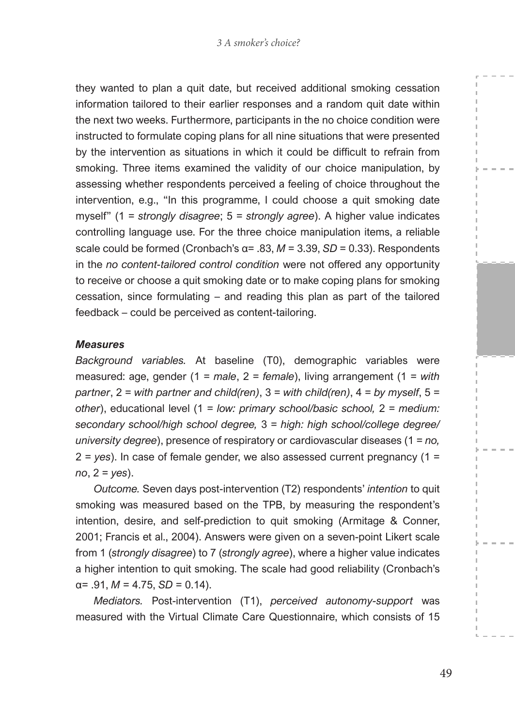they wanted to plan a quit date, but received additional smoking cessation information tailored to their earlier responses and a random quit date within the next two weeks. Furthermore, participants in the no choice condition were instructed to formulate coping plans for all nine situations that were presented by the intervention as situations in which it could be difficult to refrain from smoking. Three items examined the validity of our choice manipulation, by assessing whether respondents perceived a feeling of choice throughout the intervention, e.g., "In this programme, I could choose a quit smoking date myself" (1 = *strongly disagree*; 5 = *strongly agree*). A higher value indicates controlling language use. For the three choice manipulation items, a reliable scale could be formed (Cronbach's $\alpha$= .83, $M$ = 3.39, $SD$ = 0.33). Respondents in the *no content-tailored control condition* were not offered any opportunity to receive or choose a quit smoking date or to make coping plans for smoking cessation, since formulating – and reading this plan as part of the tailored feedback – could be perceived as content-tailoring.

### *Measures*

*Background variables.* At baseline (T0), demographic variables were measured: age, gender (1 = *male*, 2 = *female*), living arrangement (1 = *with partner*, 2 = *with partner and child(ren)*, 3 = *with child(ren)*, 4 = *by myself*, 5 = *other*), educational level (1 = *low: primary school/basic school,* 2 = *medium: secondary school/high school degree,* 3 = *high: high school/college degree/ university degree*), presence of respiratory or cardiovascular diseases (1 = *no,* 2 = *yes*). In case of female gender, we also assessed current pregnancy (1 = *no*, 2 = *yes*).

*Outcome.* Seven days post-intervention (T2) respondents' *intention* to quit smoking was measured based on the TPB, by measuring the respondent's intention, desire, and self-prediction to quit smoking (Armitage & Conner, 2001; Francis et al., 2004). Answers were given on a seven-point Likert scale from 1 (*strongly disagree*) to 7 (*strongly agree*), where a higher value indicates a higher intention to quit smoking. The scale had good reliability (Cronbach's $\alpha$= .91, $M$ = 4.75, $SD$ = 0.14).

*Mediators.* Post-intervention (T1), *perceived autonomy-support* was measured with the Virtual Climate Care Questionnaire, which consists of 15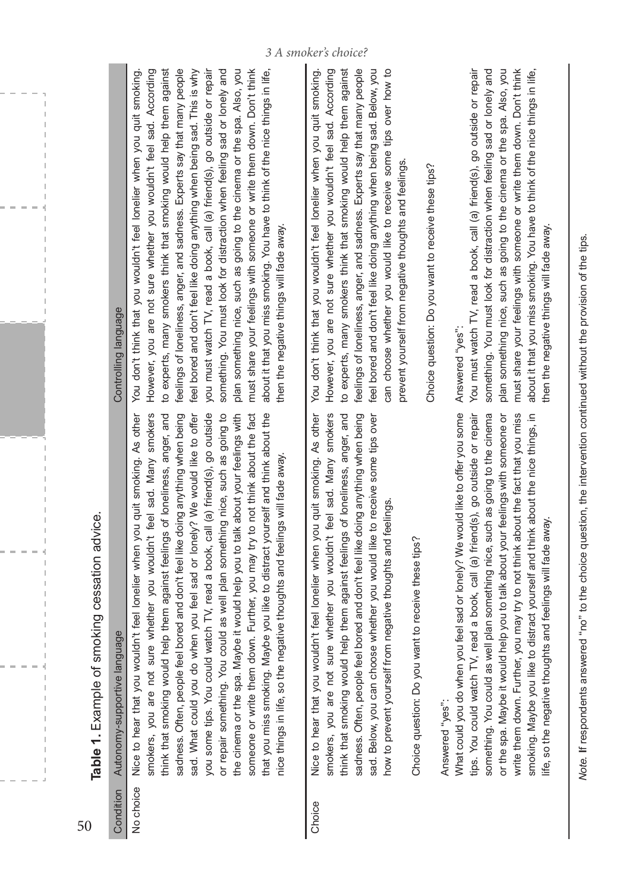**Table 1.** Example of smoking cessation advice.

| Condition | Autonomy-supportive language | Controlling language |
|---|---|---|
| No choice | Nice to hear that you wouldn't feel lonelier when you quit smoking. As other smokers, you are not sure whether you wouldn't feel sad. Many smokers think that smoking would help them against feelings of loneliness, anger, and sadness. Often, people feel bored and don't feel like doing anything when being sad. What could you do when you feel sad or lonely? We would like to offer you some tips. You could watch TV, read a book, call (a) friend(s), go outside or repair something. You could as well plan something nice, such as going to the cinema or the spa. Maybe it would help you to talk about your feelings with someone or write them down. Further, you may try to not think about the fact that you miss smoking. Maybe you like to distract yourself and think about the nice things in life, so the negative thoughts and feelings will fade away. | You don't think that you wouldn't feel lonelier when you quit smoking. However, you are not sure whether you wouldn't feel sad. According to experts, many smokers think that smoking would help them against feelings of loneliness, anger, and sadness. Experts say that many people feel bored and don't feel like doing anything when being sad. This is why you must watch TV, read a book, call (a) friend(s), go outside or repair something. You must look for distraction when feeling sad or lonely and plan something nice, such as going to the cinema or the spa. Also, you must share your feelings with someone or write them down. Don't think about it that you miss smoking. You have to think of the nice things in life, then the negative things will fade away. |
| Choice | Nice to hear that you wouldn't feel lonelier when you quit smoking. As other smokers, you are not sure whether you wouldn't feel sad. Many smokers think that smoking would help them against feelings of loneliness, anger, and sadness. Often, people feel bored and don't feel like doing anything when being sad. Below, you can choose whether you would like to receive some tips over how to prevent yourself from negative thoughts and feelings.<br><br>Choice question: Do you want to receive these tips?<br><br>Answered "yes":<br>What could you do when you feel sad or lonely? We would like to offer you some tips. You could watch TV, read a book, call (a) friend(s), go outside or repair something. You could as well plan something nice, such as going to the cinema or the spa. Maybe it would help you to talk about your feelings with someone or write them down. Further, you may try to not think about the fact that you miss smoking. Maybe you like to distract yourself and think about the nice things, in life, so the negative thoughts and feelings will fade away. | You don't think that you wouldn't feel lonelier when you quit smoking. However, you are not sure whether you wouldn't feel sad. According to experts, many smokers think that smoking would help them against feelings of loneliness, anger, and sadness. Experts say that many people feel bored and don't feel like doing anything when being sad. Below, you can choose whether you would like to receive some tips over how to prevent yourself from negative thoughts and feelings.<br><br>Choice question: Do you want to receive these tips?<br><br>Answered "yes":<br>You must watch TV, read a book, call (a) friend(s), go outside or repair something. You must look for distraction when feeling sad or lonely and plan something nice, such as going to the cinema or the spa. Also, you must share your feelings with someone or write them down. Don't think about it that you miss smoking. You have to think of the nice things in life, then the negative things will fade away. |

*Note.* If respondents answered "no" to the choice question, the intervention continued without the provision of the tips.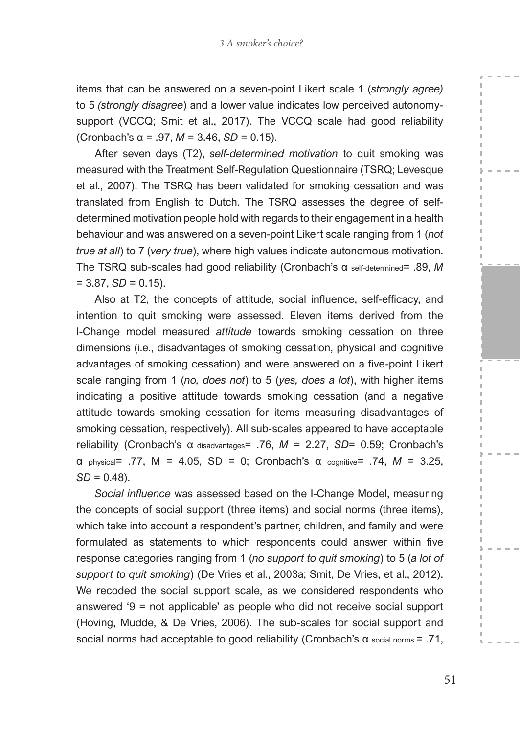items that can be answered on a seven-point Likert scale 1 (*strongly agree)* to 5 *(strongly disagree*) and a lower value indicates low perceived autonomy-support (VCCQ; Smit et al., 2017). The VCCQ scale had good reliability (Cronbach's α = .97, *M* = 3.46, *SD* = 0.15).

After seven days (T2), *self-determined motivation* to quit smoking was measured with the Treatment Self-Regulation Questionnaire (TSRQ; Levesque et al., 2007). The TSRQ has been validated for smoking cessation and was translated from English to Dutch. The TSRQ assesses the degree of self-determined motivation people hold with regards to their engagement in a health behaviour and was answered on a seven-point Likert scale ranging from 1 (*not true at all*) to 7 (*very true*), where high values indicate autonomous motivation. The TSRQ sub-scales had good reliability (Cronbach's $\alpha_{\text{self-determined}}$= .89, *M* = 3.87, *SD* = 0.15).

Also at T2, the concepts of attitude, social influence, self-efficacy, and intention to quit smoking were assessed. Eleven items derived from the I-Change model measured *attitude* towards smoking cessation on three dimensions (i.e., disadvantages of smoking cessation, physical and cognitive advantages of smoking cessation) and were answered on a five-point Likert scale ranging from 1 (*no, does not*) to 5 (*yes, does a lot*), with higher items indicating a positive attitude towards smoking cessation (and a negative attitude towards smoking cessation for items measuring disadvantages of smoking cessation, respectively). All sub-scales appeared to have acceptable reliability (Cronbach's $\alpha_{\text{disadvantages}}$= .76, *M* = 2.27, *SD*= 0.59; Cronbach's $\alpha_{\text{physical}}$= .77, M = 4.05, SD = 0; Cronbach's $\alpha_{\text{cognitive}}$= .74, *M* = 3.25, *SD* = 0.48).

*Social influence* was assessed based on the I-Change Model, measuring the concepts of social support (three items) and social norms (three items), which take into account a respondent's partner, children, and family and were formulated as statements to which respondents could answer within five response categories ranging from 1 (*no support to quit smoking*) to 5 (*a lot of support to quit smoking*) (De Vries et al., 2003a; Smit, De Vries, et al., 2012). We recoded the social support scale, as we considered respondents who answered '9 = not applicable' as people who did not receive social support (Hoving, Mudde, & De Vries, 2006). The sub-scales for social support and social norms had acceptable to good reliability (Cronbach's $\alpha_{\text{social norms}}$ = .71,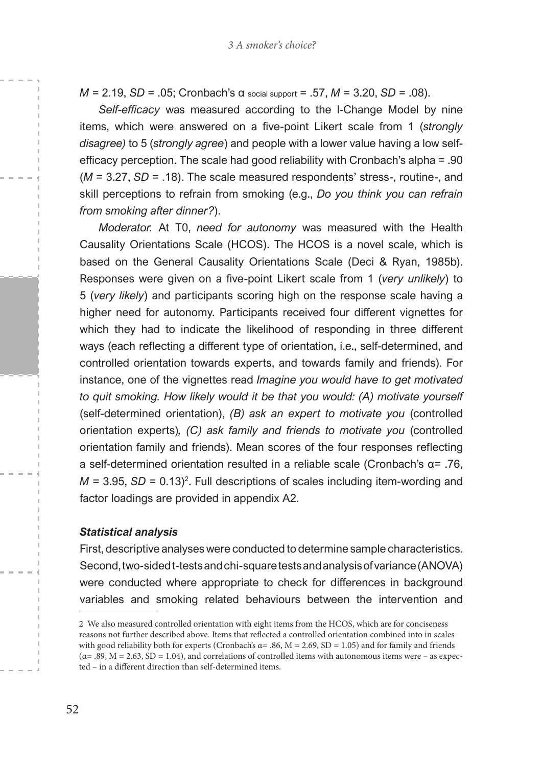$M$ = 2.19, $SD$ = .05; Cronbach's $\alpha_{\text{social support}}$ = .57, $M$ = 3.20, $SD$ = .08).

*Self-efficacy* was measured according to the I-Change Model by nine items, which were answered on a five-point Likert scale from 1 (*strongly disagree)* to 5 (*strongly agree*) and people with a lower value having a low self-efficacy perception. The scale had good reliability with Cronbach's alpha = .90 ($M$ = 3.27, $SD$ = .18). The scale measured respondents' stress-, routine-, and skill perceptions to refrain from smoking (e.g., *Do you think you can refrain from smoking after dinner?*).

*Moderator.* At T0, *need for autonomy* was measured with the Health Causality Orientations Scale (HCOS). The HCOS is a novel scale, which is based on the General Causality Orientations Scale (Deci & Ryan, 1985b). Responses were given on a five-point Likert scale from 1 (*very unlikely*) to 5 (*very likely*) and participants scoring high on the response scale having a higher need for autonomy. Participants received four different vignettes for which they had to indicate the likelihood of responding in three different ways (each reflecting a different type of orientation, i.e., self-determined, and controlled orientation towards experts, and towards family and friends). For instance, one of the vignettes read *Imagine you would have to get motivated to quit smoking. How likely would it be that you would: (A) motivate yourself* (self-determined orientation), *(B) ask an expert to motivate you* (controlled orientation experts)*, (C) ask family and friends to motivate you* (controlled orientation family and friends). Mean scores of the four responses reflecting a self-determined orientation resulted in a reliable scale (Cronbach's α= .76, $M$ = 3.95, $SD$ = 0.13)[2]. Full descriptions of scales including item-wording and factor loadings are provided in appendix A2.

### *Statistical analysis*

First, descriptive analyses were conducted to determine sample characteristics. Second, two-sided t-tests and chi-square tests and analysis of variance (ANOVA) were conducted where appropriate to check for differences in background variables and smoking related behaviours between the intervention and

---

2 We also measured controlled orientation with eight items from the HCOS, which are for conciseness reasons not further described above. Items that reflected a controlled orientation combined into in scales with good reliability both for experts (Cronbach's α= .86, M = 2.69, SD = 1.05) and for family and friends (α= .89, M = 2.63, SD = 1.04), and correlations of controlled items with autonomous items were – as expected – in a different direction than self-determined items.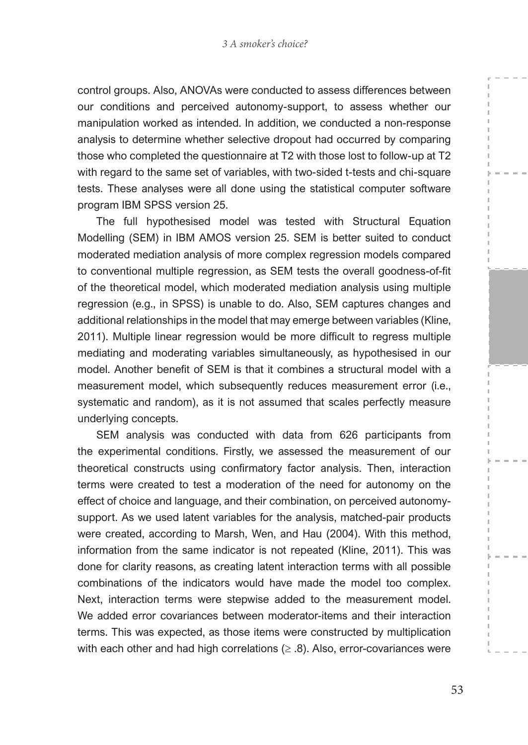control groups. Also, ANOVAs were conducted to assess differences between our conditions and perceived autonomy-support, to assess whether our manipulation worked as intended. In addition, we conducted a non-response analysis to determine whether selective dropout had occurred by comparing those who completed the questionnaire at T2 with those lost to follow-up at T2 with regard to the same set of variables, with two-sided t-tests and chi-square tests. These analyses were all done using the statistical computer software program IBM SPSS version 25.

The full hypothesised model was tested with Structural Equation Modelling (SEM) in IBM AMOS version 25. SEM is better suited to conduct moderated mediation analysis of more complex regression models compared to conventional multiple regression, as SEM tests the overall goodness-of-fit of the theoretical model, which moderated mediation analysis using multiple regression (e.g., in SPSS) is unable to do. Also, SEM captures changes and additional relationships in the model that may emerge between variables (Kline, 2011). Multiple linear regression would be more difficult to regress multiple mediating and moderating variables simultaneously, as hypothesised in our model. Another benefit of SEM is that it combines a structural model with a measurement model, which subsequently reduces measurement error (i.e., systematic and random), as it is not assumed that scales perfectly measure underlying concepts.

SEM analysis was conducted with data from 626 participants from the experimental conditions. Firstly, we assessed the measurement of our theoretical constructs using confirmatory factor analysis. Then, interaction terms were created to test a moderation of the need for autonomy on the effect of choice and language, and their combination, on perceived autonomy-support. As we used latent variables for the analysis, matched-pair products were created, according to Marsh, Wen, and Hau (2004). With this method, information from the same indicator is not repeated (Kline, 2011). This was done for clarity reasons, as creating latent interaction terms with all possible combinations of the indicators would have made the model too complex. Next, interaction terms were stepwise added to the measurement model. We added error covariances between moderator-items and their interaction terms. This was expected, as those items were constructed by multiplication with each other and had high correlations ($\geq .8$). Also, error-covariances were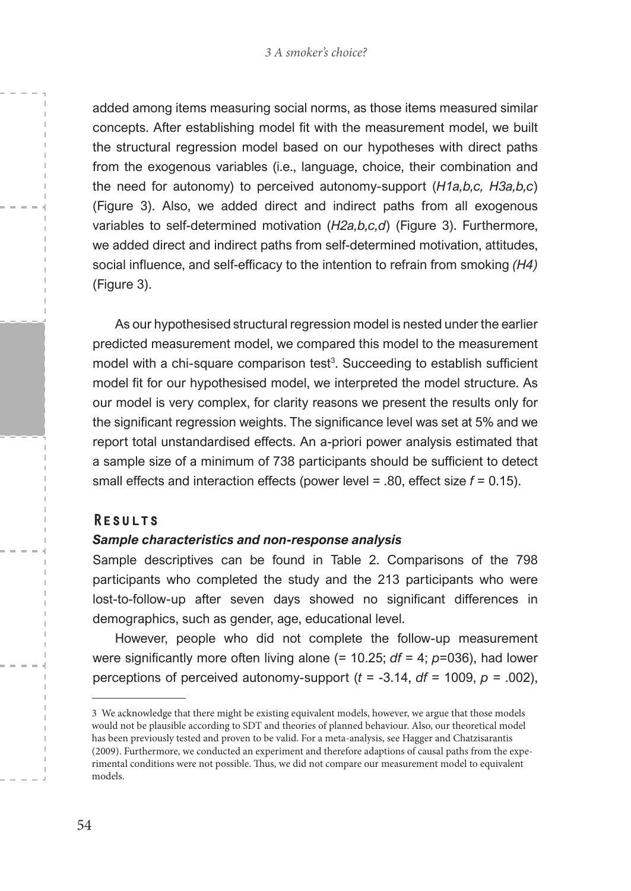added among items measuring social norms, as those items measured similar concepts. After establishing model fit with the measurement model, we built the structural regression model based on our hypotheses with direct paths from the exogenous variables (i.e., language, choice, their combination and the need for autonomy) to perceived autonomy-support (*H1a,b,c, H3a,b,c*) (Figure 3). Also, we added direct and indirect paths from all exogenous variables to self-determined motivation (*H2a,b,c,d*) (Figure 3). Furthermore, we added direct and indirect paths from self-determined motivation, attitudes, social influence, and self-efficacy to the intention to refrain from smoking *(H4)* (Figure 3).

As our hypothesised structural regression model is nested under the earlier predicted measurement model, we compared this model to the measurement model with a chi-square comparison test[3]. Succeeding to establish sufficient model fit for our hypothesised model, we interpreted the model structure. As our model is very complex, for clarity reasons we present the results only for the significant regression weights. The significance level was set at 5% and we report total unstandardised effects. An a-priori power analysis estimated that a sample size of a minimum of 738 participants should be sufficient to detect small effects and interaction effects (power level = .80, effect size $f$ = 0.15).

## Results

### *Sample characteristics and non-response analysis*

Sample descriptives can be found in Table 2. Comparisons of the 798 participants who completed the study and the 213 participants who were lost-to-follow-up after seven days showed no significant differences in demographics, such as gender, age, educational level.

However, people who did not complete the follow-up measurement were significantly more often living alone (= 10.25; $df$ = 4; $p$=036), had lower perceptions of perceived autonomy-support ($t$ = -3.14, $df$ = 1009, $p$ = .002),

---

3 We acknowledge that there might be existing equivalent models, however, we argue that those models would not be plausible according to SDT and theories of planned behaviour. Also, our theoretical model has been previously tested and proven to be valid. For a meta-analysis, see Hagger and Chatzisarantis (2009). Furthermore, we conducted an experiment and therefore adaptions of causal paths from the experimental conditions were not possible. Thus, we did not compare our measurement model to equivalent models.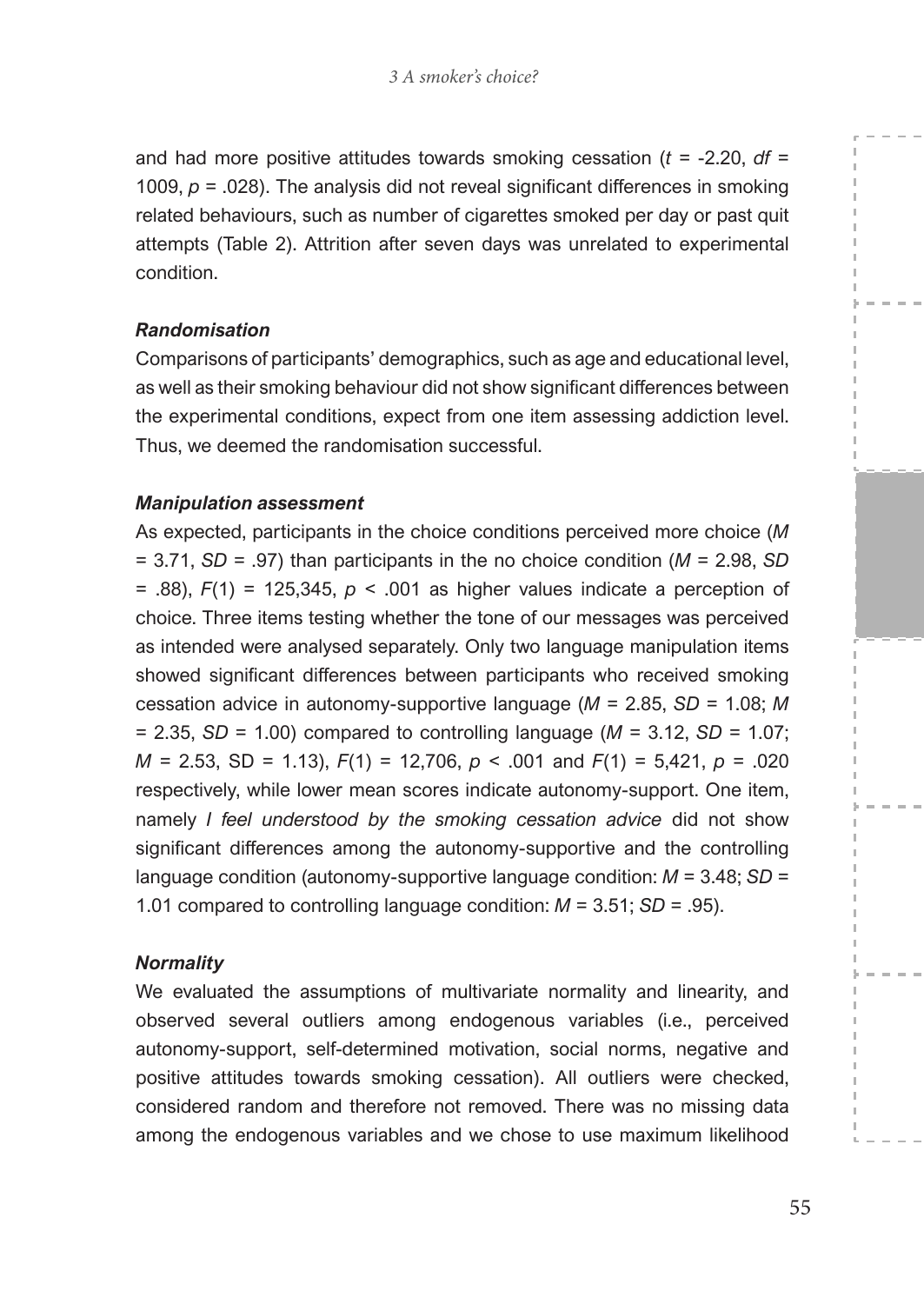and had more positive attitudes towards smoking cessation ($t$ = -2.20, $df$ = 1009, $p$ = .028). The analysis did not reveal significant differences in smoking related behaviours, such as number of cigarettes smoked per day or past quit attempts (Table 2). Attrition after seven days was unrelated to experimental condition.

### *Randomisation*

Comparisons of participants' demographics, such as age and educational level, as well as their smoking behaviour did not show significant differences between the experimental conditions, expect from one item assessing addiction level. Thus, we deemed the randomisation successful.

### *Manipulation assessment*

As expected, participants in the choice conditions perceived more choice ($M$ = 3.71, $SD$ = .97) than participants in the no choice condition ($M$ = 2.98, $SD$ = .88), $F(1)$ = 125,345, $p$ < .001 as higher values indicate a perception of choice. Three items testing whether the tone of our messages was perceived as intended were analysed separately. Only two language manipulation items showed significant differences between participants who received smoking cessation advice in autonomy-supportive language ($M$ = 2.85, $SD$ = 1.08; $M$ = 2.35, $SD$ = 1.00) compared to controlling language ($M$ = 3.12, $SD$ = 1.07; $M$ = 2.53, SD = 1.13), $F(1)$ = 12,706, $p$ < .001 and $F(1)$ = 5,421, $p$ = .020 respectively, while lower mean scores indicate autonomy-support. One item, namely *I feel understood by the smoking cessation advice* did not show significant differences among the autonomy-supportive and the controlling language condition (autonomy-supportive language condition: $M$ = 3.48; $SD$ = 1.01 compared to controlling language condition: $M$ = 3.51; $SD$ = .95).

### *Normality*

We evaluated the assumptions of multivariate normality and linearity, and observed several outliers among endogenous variables (i.e., perceived autonomy-support, self-determined motivation, social norms, negative and positive attitudes towards smoking cessation). All outliers were checked, considered random and therefore not removed. There was no missing data among the endogenous variables and we chose to use maximum likelihood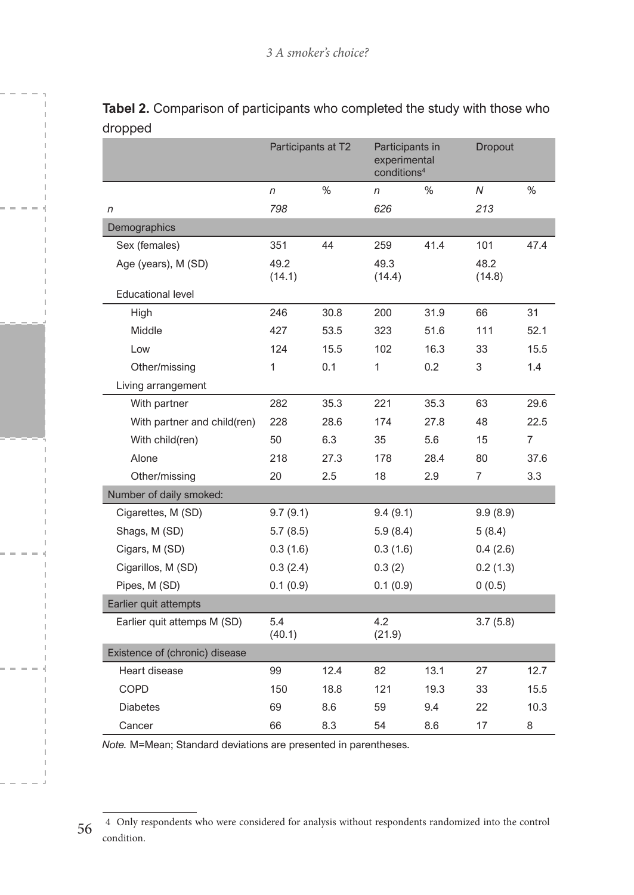**Tabel 2.** Comparison of participants who completed the study with those who dropped

| | Participants at T2 | | Participants in experimental conditions[4] | | Dropout | |
|---|---|---|---|---|---|---|
| | *n* | % | *n* | % | *N* | % |
| *n* | *798* | | *626* | | *213* | |
| Demographics | | | | | | |
| Sex (females) | 351 | 44 | 259 | 41.4 | 101 | 47.4 |
| Age (years), M (SD) | 49.2 (14.1) | | 49.3 (14.4) | | 48.2 (14.8) | |
| Educational level | | | | | | |
| High | 246 | 30.8 | 200 | 31.9 | 66 | 31 |
| Middle | 427 | 53.5 | 323 | 51.6 | 111 | 52.1 |
| Low | 124 | 15.5 | 102 | 16.3 | 33 | 15.5 |
| Other/missing | 1 | 0.1 | 1 | 0.2 | 3 | 1.4 |
| Living arrangement | | | | | | |
| With partner | 282 | 35.3 | 221 | 35.3 | 63 | 29.6 |
| With partner and child(ren) | 228 | 28.6 | 174 | 27.8 | 48 | 22.5 |
| With child(ren) | 50 | 6.3 | 35 | 5.6 | 15 | 7 |
| Alone | 218 | 27.3 | 178 | 28.4 | 80 | 37.6 |
| Other/missing | 20 | 2.5 | 18 | 2.9 | 7 | 3.3 |
| Number of daily smoked: | | | | | | |
| Cigarettes, M (SD) | 9.7 (9.1) | | 9.4 (9.1) | | 9.9 (8.9) | |
| Shags, M (SD) | 5.7 (8.5) | | 5.9 (8.4) | | 5 (8.4) | |
| Cigars, M (SD) | 0.3 (1.6) | | 0.3 (1.6) | | 0.4 (2.6) | |
| Cigarillos, M (SD) | 0.3 (2.4) | | 0.3 (2) | | 0.2 (1.3) | |
| Pipes, M (SD) | 0.1 (0.9) | | 0.1 (0.9) | | 0 (0.5) | |
| Earlier quit attempts | | | | | | |
| Earlier quit attemps M (SD) | 5.4 (40.1) | | 4.2 (21.9) | | 3.7 (5.8) | |
| Existence of (chronic) disease | | | | | | |
| Heart disease | 99 | 12.4 | 82 | 13.1 | 27 | 12.7 |
| COPD | 150 | 18.8 | 121 | 19.3 | 33 | 15.5 |
| Diabetes | 69 | 8.6 | 59 | 9.4 | 22 | 10.3 |
| Cancer | 66 | 8.3 | 54 | 8.6 | 17 | 8 |

*Note.* M=Mean; Standard deviations are presented in parentheses.

[4] Only respondents who were considered for analysis without respondents randomized into the control condition.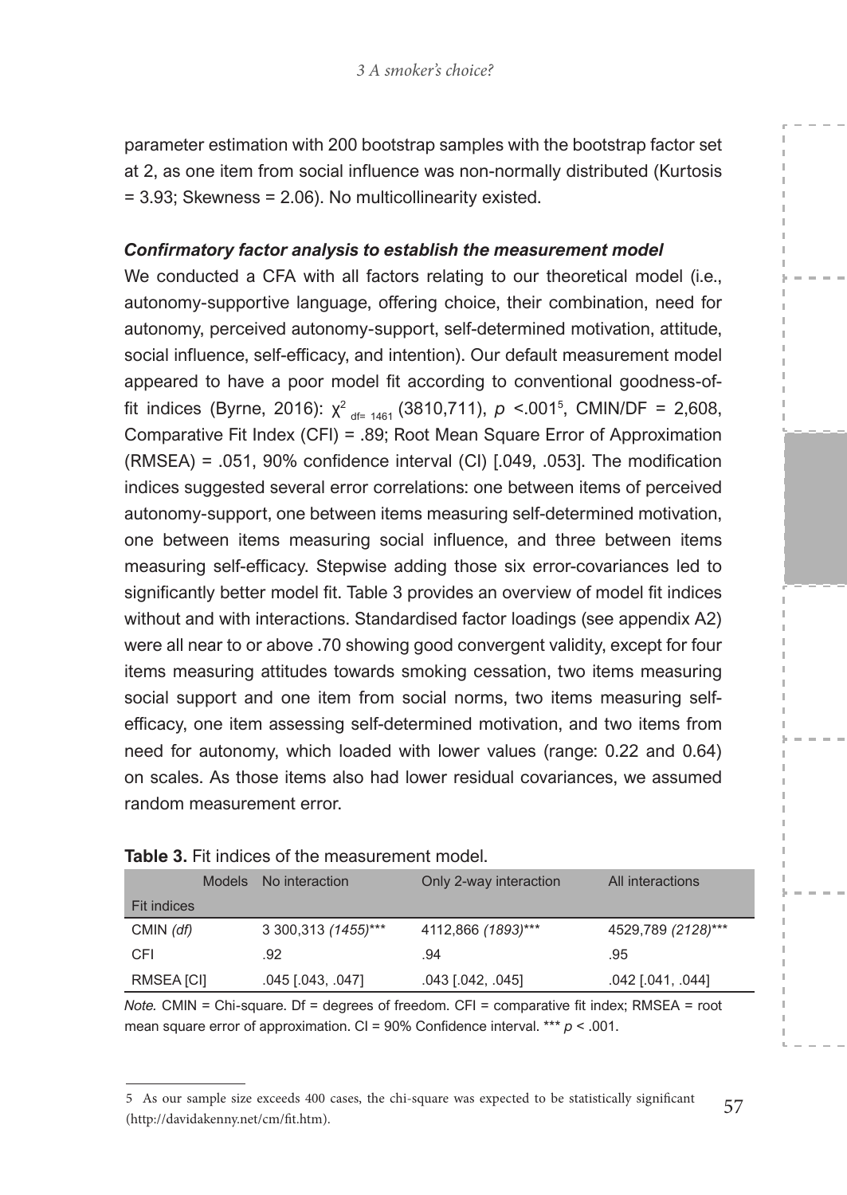parameter estimation with 200 bootstrap samples with the bootstrap factor set at 2, as one item from social influence was non-normally distributed (Kurtosis = 3.93; Skewness = 2.06). No multicollinearity existed.

***Confirmatory factor analysis to establish the measurement model***

We conducted a CFA with all factors relating to our theoretical model (i.e., autonomy-supportive language, offering choice, their combination, need for autonomy, perceived autonomy-support, self-determined motivation, attitude, social influence, self-efficacy, and intention). Our default measurement model appeared to have a poor model fit according to conventional goodness-of-fit indices (Byrne, 2016): $\chi^2_{df=1461}$ (3810,711), $p$ <.001[5], CMIN/DF = 2,608, Comparative Fit Index (CFI) = .89; Root Mean Square Error of Approximation (RMSEA) = .051, 90% confidence interval (CI) [.049, .053]. The modification indices suggested several error correlations: one between items of perceived autonomy-support, one between items measuring self-determined motivation, one between items measuring social influence, and three between items measuring self-efficacy. Stepwise adding those six error-covariances led to significantly better model fit. Table 3 provides an overview of model fit indices without and with interactions. Standardised factor loadings (see appendix A2) were all near to or above .70 showing good convergent validity, except for four items measuring attitudes towards smoking cessation, two items measuring social support and one item from social norms, two items measuring self-efficacy, one item assessing self-determined motivation, and two items from need for autonomy, which loaded with lower values (range: 0.22 and 0.64) on scales. As those items also had lower residual covariances, we assumed random measurement error.

**Table 3.** Fit indices of the measurement model.

| Models / Fit indices | No interaction | Only 2-way interaction | All interactions |
|---|---|---|---|
| CMIN *(df)* | 3 300,313 *(1455)****| 4112,866 *(1893)**** | 4529,789 *(2128)**** |
| CFI | .92 | .94 | .95 |
| RMSEA [CI] | .045 [.043, .047] | .043 [.042, .045] | .042 [.041, .044] |

*Note.* CMIN = Chi-square. Df = degrees of freedom. CFI = comparative fit index; RMSEA = root mean square error of approximation. CI = 90% Confidence interval. *** $p$ < .001.

[5] As our sample size exceeds 400 cases, the chi-square was expected to be statistically significant (http://davidakenny.net/cm/fit.htm).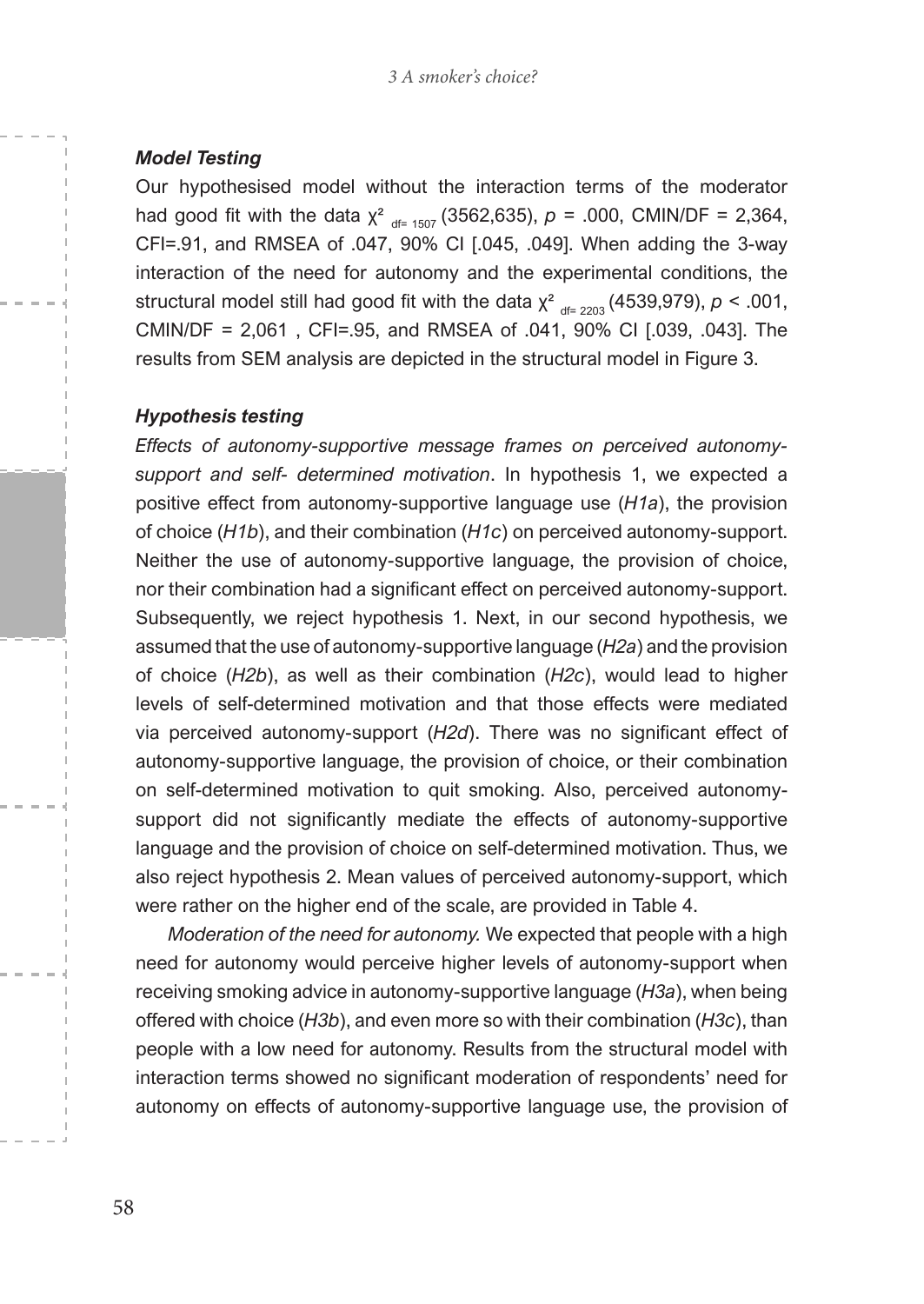### *Model Testing*

Our hypothesised model without the interaction terms of the moderator had good fit with the data $\chi^2_{df=1507}$ (3562,635), *p* = .000, CMIN/DF = 2,364, CFI=.91, and RMSEA of .047, 90% CI [.045, .049]. When adding the 3-way interaction of the need for autonomy and the experimental conditions, the structural model still had good fit with the data $\chi^2_{df=2203}$ (4539,979), *p* < .001, CMIN/DF = 2,061 , CFI=.95, and RMSEA of .041, 90% CI [.039, .043]. The results from SEM analysis are depicted in the structural model in Figure 3.

### *Hypothesis testing*

*Effects of autonomy-supportive message frames on perceived autonomy-support and self- determined motivation*. In hypothesis 1, we expected a positive effect from autonomy-supportive language use (*H1a*), the provision of choice (*H1b*), and their combination (*H1c*) on perceived autonomy-support. Neither the use of autonomy-supportive language, the provision of choice, nor their combination had a significant effect on perceived autonomy-support. Subsequently, we reject hypothesis 1. Next, in our second hypothesis, we assumed that the use of autonomy-supportive language (*H2a*) and the provision of choice (*H2b*), as well as their combination (*H2c*), would lead to higher levels of self-determined motivation and that those effects were mediated via perceived autonomy-support (*H2d*). There was no significant effect of autonomy-supportive language, the provision of choice, or their combination on self-determined motivation to quit smoking. Also, perceived autonomy-support did not significantly mediate the effects of autonomy-supportive language and the provision of choice on self-determined motivation. Thus, we also reject hypothesis 2. Mean values of perceived autonomy-support, which were rather on the higher end of the scale, are provided in Table 4.

*Moderation of the need for autonomy.* We expected that people with a high need for autonomy would perceive higher levels of autonomy-support when receiving smoking advice in autonomy-supportive language (*H3a*), when being offered with choice (*H3b*), and even more so with their combination (*H3c*), than people with a low need for autonomy. Results from the structural model with interaction terms showed no significant moderation of respondents' need for autonomy on effects of autonomy-supportive language use, the provision of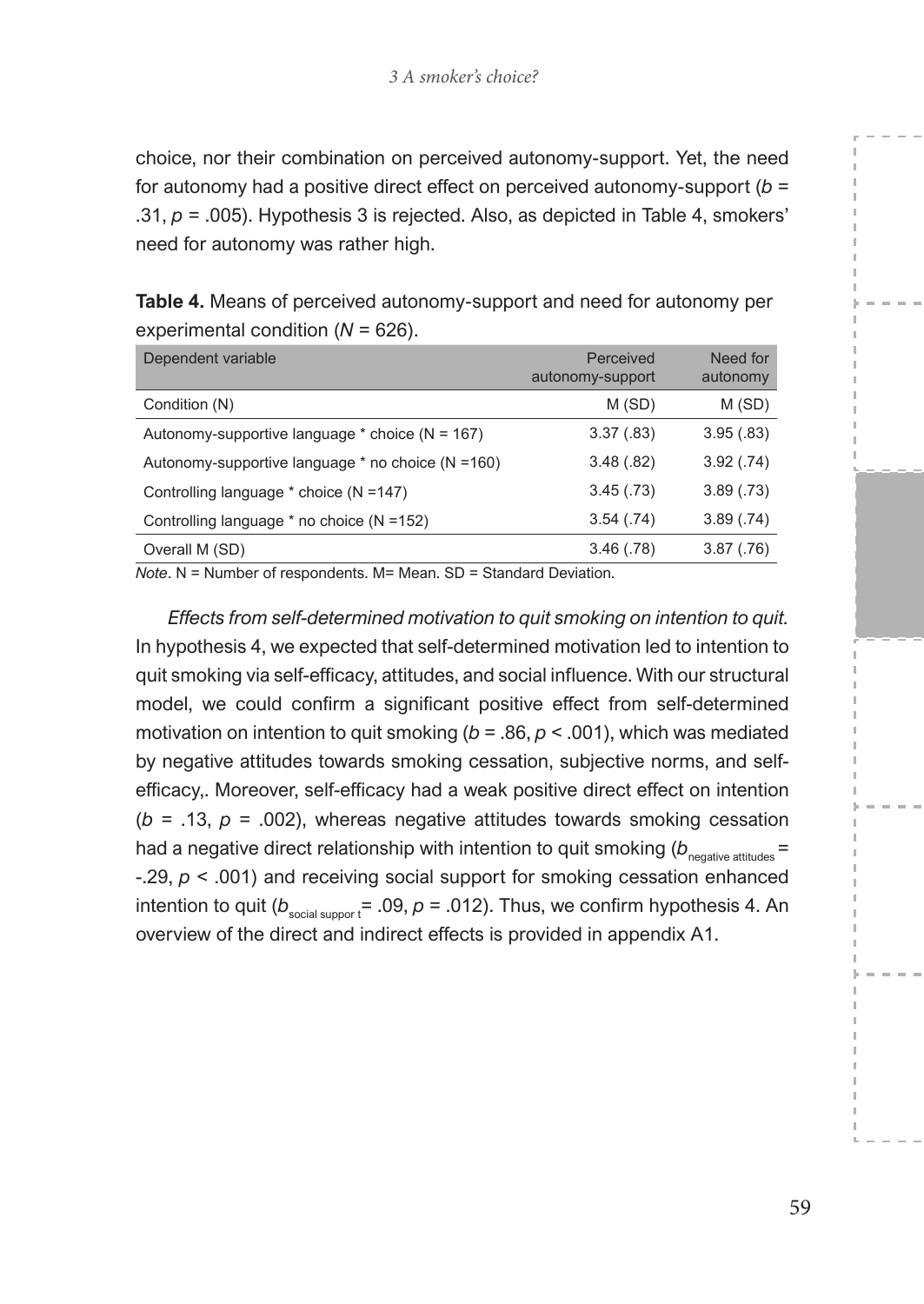choice, nor their combination on perceived autonomy-support. Yet, the need for autonomy had a positive direct effect on perceived autonomy-support (*b* = .31, *p* = .005). Hypothesis 3 is rejected. Also, as depicted in Table 4, smokers' need for autonomy was rather high.

**Table 4.** Means of perceived autonomy-support and need for autonomy per experimental condition (*N* = 626).

| Dependent variable | Perceived autonomy-support | Need for autonomy |
|---|---|---|
| Condition (N) | M (SD) | M (SD) |
| Autonomy-supportive language * choice (N = 167) | 3.37 (.83) | 3.95 (.83) |
| Autonomy-supportive language * no choice (N =160) | 3.48 (.82) | 3.92 (.74) |
| Controlling language * choice (N =147) | 3.45 (.73) | 3.89 (.73) |
| Controlling language * no choice (N =152) | 3.54 (.74) | 3.89 (.74) |
| Overall M (SD) | 3.46 (.78) | 3.87 (.76) |

*Note*. N = Number of respondents. M= Mean. SD = Standard Deviation.

*Effects from self-determined motivation to quit smoking on intention to quit.* In hypothesis 4, we expected that self-determined motivation led to intention to quit smoking via self-efficacy, attitudes, and social influence. With our structural model, we could confirm a significant positive effect from self-determined motivation on intention to quit smoking (*b* = .86, *p* < .001), which was mediated by negative attitudes towards smoking cessation, subjective norms, and self-efficacy,. Moreover, self-efficacy had a weak positive direct effect on intention (*b* = .13, *p* = .002), whereas negative attitudes towards smoking cessation had a negative direct relationship with intention to quit smoking ($b_{\text{negative attitudes}}$ = -.29, *p* < .001) and receiving social support for smoking cessation enhanced intention to quit ($b_{\text{social suppor t}}$= .09, *p* = .012). Thus, we confirm hypothesis 4. An overview of the direct and indirect effects is provided in appendix A1.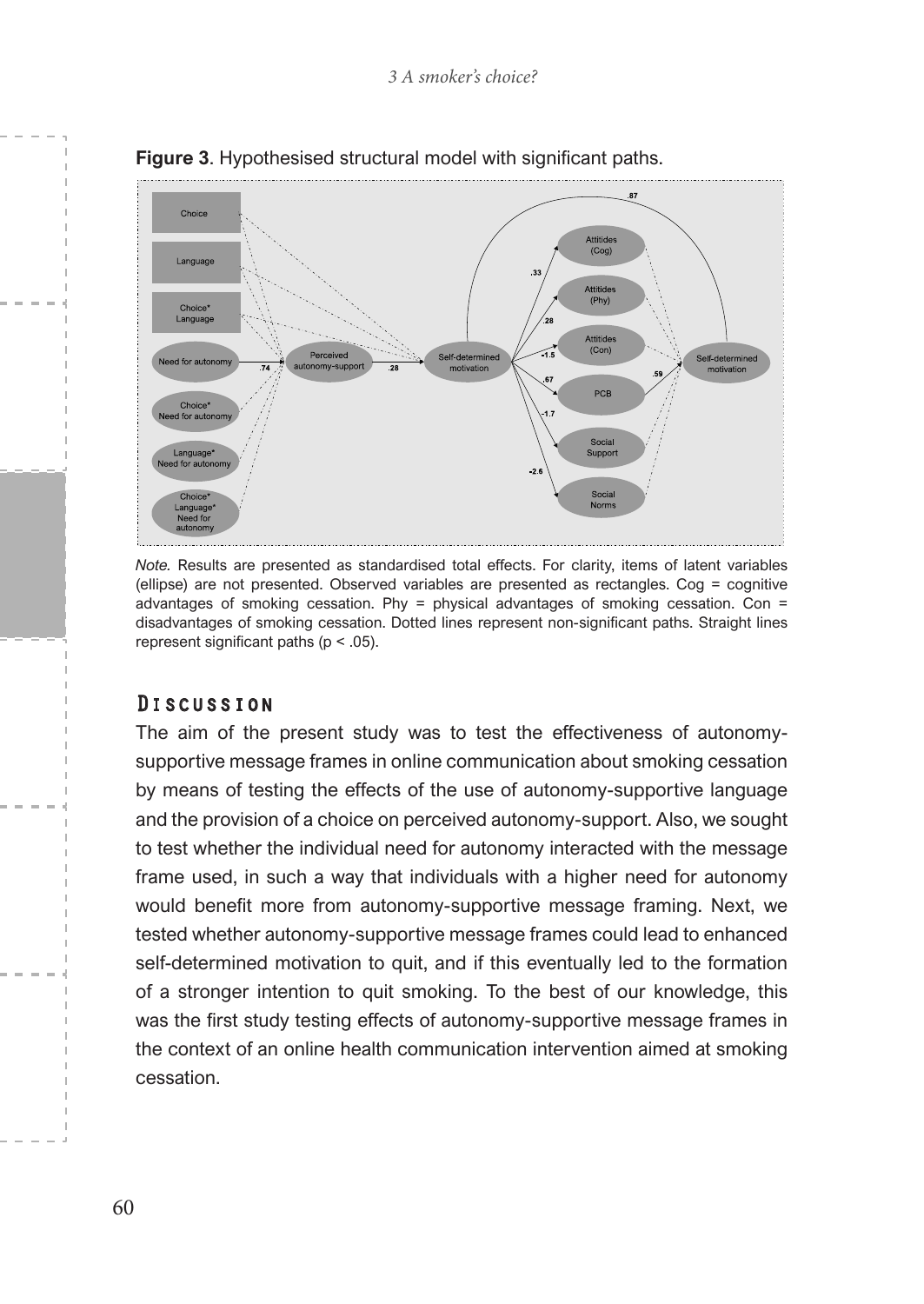**Figure 3**. Hypothesised structural model with significant paths.

*Note.* Results are presented as standardised total effects. For clarity, items of latent variables (ellipse) are not presented. Observed variables are presented as rectangles. Cog = cognitive advantages of smoking cessation. Phy = physical advantages of smoking cessation. Con = disadvantages of smoking cessation. Dotted lines represent non-significant paths. Straight lines represent significant paths (p < .05).

## Discussion

The aim of the present study was to test the effectiveness of autonomy-supportive message frames in online communication about smoking cessation by means of testing the effects of the use of autonomy-supportive language and the provision of a choice on perceived autonomy-support. Also, we sought to test whether the individual need for autonomy interacted with the message frame used, in such a way that individuals with a higher need for autonomy would benefit more from autonomy-supportive message framing. Next, we tested whether autonomy-supportive message frames could lead to enhanced self-determined motivation to quit, and if this eventually led to the formation of a stronger intention to quit smoking. To the best of our knowledge, this was the first study testing effects of autonomy-supportive message frames in the context of an online health communication intervention aimed at smoking cessation.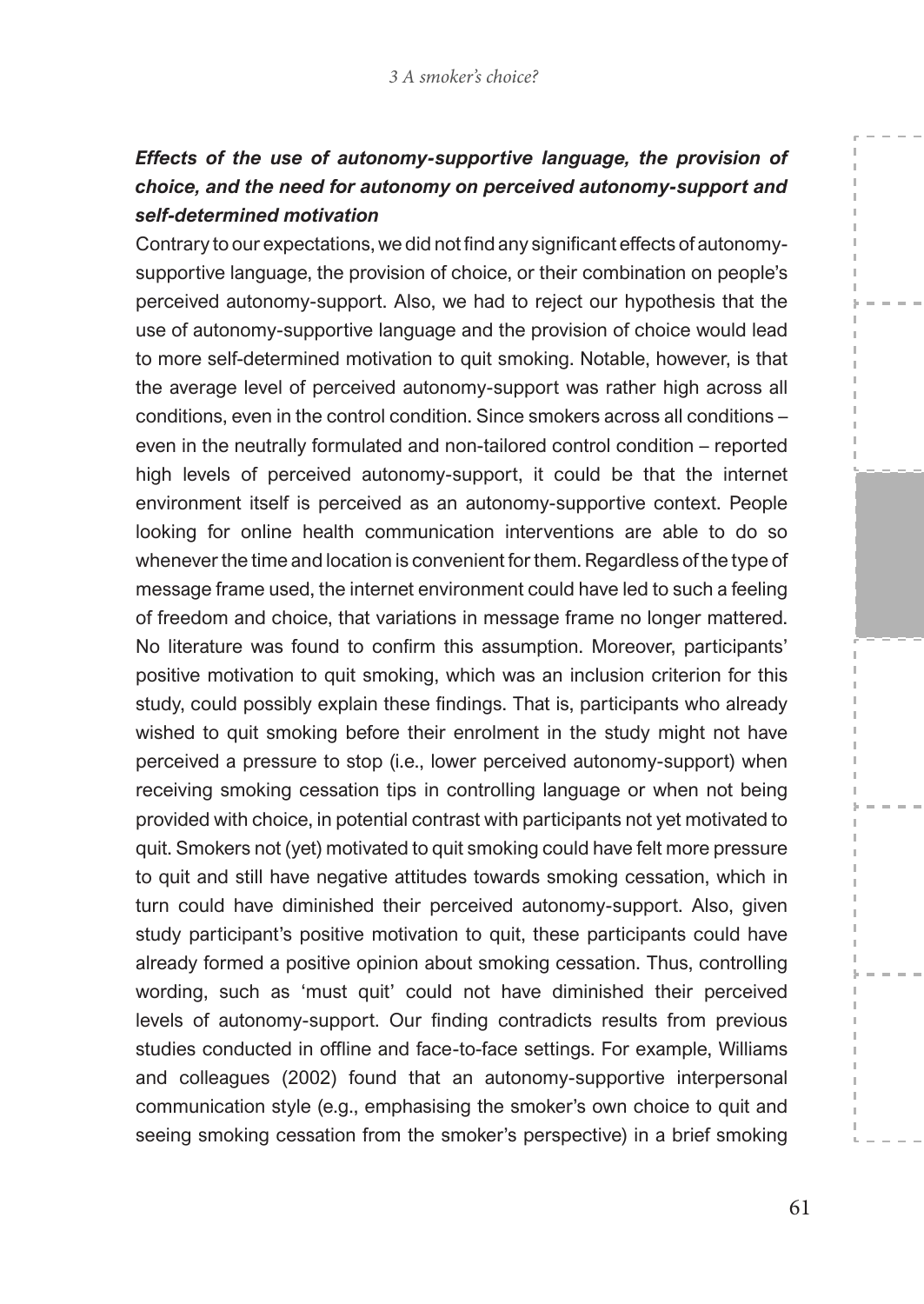### *Effects of the use of autonomy-supportive language, the provision of choice, and the need for autonomy on perceived autonomy-support and self-determined motivation*

Contrary to our expectations, we did not find any significant effects of autonomy-supportive language, the provision of choice, or their combination on people's perceived autonomy-support. Also, we had to reject our hypothesis that the use of autonomy-supportive language and the provision of choice would lead to more self-determined motivation to quit smoking. Notable, however, is that the average level of perceived autonomy-support was rather high across all conditions, even in the control condition. Since smokers across all conditions – even in the neutrally formulated and non-tailored control condition – reported high levels of perceived autonomy-support, it could be that the internet environment itself is perceived as an autonomy-supportive context. People looking for online health communication interventions are able to do so whenever the time and location is convenient for them. Regardless of the type of message frame used, the internet environment could have led to such a feeling of freedom and choice, that variations in message frame no longer mattered. No literature was found to confirm this assumption. Moreover, participants' positive motivation to quit smoking, which was an inclusion criterion for this study, could possibly explain these findings. That is, participants who already wished to quit smoking before their enrolment in the study might not have perceived a pressure to stop (i.e., lower perceived autonomy-support) when receiving smoking cessation tips in controlling language or when not being provided with choice, in potential contrast with participants not yet motivated to quit. Smokers not (yet) motivated to quit smoking could have felt more pressure to quit and still have negative attitudes towards smoking cessation, which in turn could have diminished their perceived autonomy-support. Also, given study participant's positive motivation to quit, these participants could have already formed a positive opinion about smoking cessation. Thus, controlling wording, such as 'must quit' could not have diminished their perceived levels of autonomy-support. Our finding contradicts results from previous studies conducted in offline and face-to-face settings. For example, Williams and colleagues (2002) found that an autonomy-supportive interpersonal communication style (e.g., emphasising the smoker's own choice to quit and seeing smoking cessation from the smoker's perspective) in a brief smoking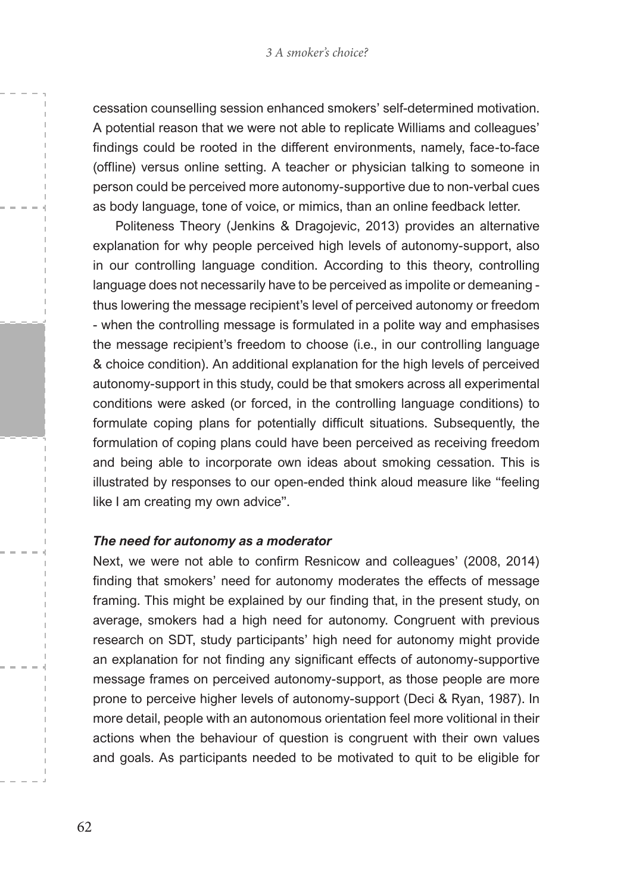cessation counselling session enhanced smokers' self-determined motivation. A potential reason that we were not able to replicate Williams and colleagues' findings could be rooted in the different environments, namely, face-to-face (offline) versus online setting. A teacher or physician talking to someone in person could be perceived more autonomy-supportive due to non-verbal cues as body language, tone of voice, or mimics, than an online feedback letter.

Politeness Theory (Jenkins & Dragojevic, 2013) provides an alternative explanation for why people perceived high levels of autonomy-support, also in our controlling language condition. According to this theory, controlling language does not necessarily have to be perceived as impolite or demeaning - thus lowering the message recipient's level of perceived autonomy or freedom - when the controlling message is formulated in a polite way and emphasises the message recipient's freedom to choose (i.e., in our controlling language & choice condition). An additional explanation for the high levels of perceived autonomy-support in this study, could be that smokers across all experimental conditions were asked (or forced, in the controlling language conditions) to formulate coping plans for potentially difficult situations. Subsequently, the formulation of coping plans could have been perceived as receiving freedom and being able to incorporate own ideas about smoking cessation. This is illustrated by responses to our open-ended think aloud measure like "feeling like I am creating my own advice".

#### ***The need for autonomy as a moderator***

Next, we were not able to confirm Resnicow and colleagues' (2008, 2014) finding that smokers' need for autonomy moderates the effects of message framing. This might be explained by our finding that, in the present study, on average, smokers had a high need for autonomy. Congruent with previous research on SDT, study participants' high need for autonomy might provide an explanation for not finding any significant effects of autonomy-supportive message frames on perceived autonomy-support, as those people are more prone to perceive higher levels of autonomy-support (Deci & Ryan, 1987). In more detail, people with an autonomous orientation feel more volitional in their actions when the behaviour of question is congruent with their own values and goals. As participants needed to be motivated to quit to be eligible for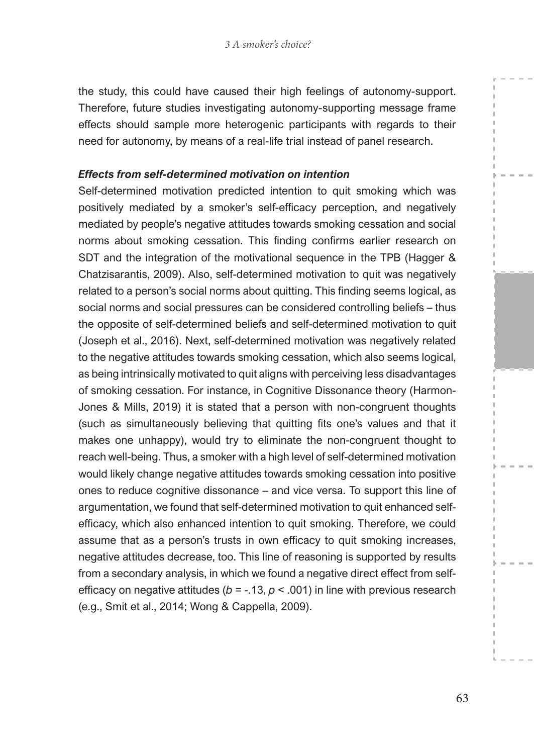the study, this could have caused their high feelings of autonomy-support. Therefore, future studies investigating autonomy-supporting message frame effects should sample more heterogenic participants with regards to their need for autonomy, by means of a real-life trial instead of panel research.

#### ***Effects from self-determined motivation on intention***

Self-determined motivation predicted intention to quit smoking which was positively mediated by a smoker's self-efficacy perception, and negatively mediated by people's negative attitudes towards smoking cessation and social norms about smoking cessation. This finding confirms earlier research on SDT and the integration of the motivational sequence in the TPB (Hagger & Chatzisarantis, 2009). Also, self-determined motivation to quit was negatively related to a person's social norms about quitting. This finding seems logical, as social norms and social pressures can be considered controlling beliefs – thus the opposite of self-determined beliefs and self-determined motivation to quit (Joseph et al., 2016). Next, self-determined motivation was negatively related to the negative attitudes towards smoking cessation, which also seems logical, as being intrinsically motivated to quit aligns with perceiving less disadvantages of smoking cessation. For instance, in Cognitive Dissonance theory (Harmon-Jones & Mills, 2019) it is stated that a person with non-congruent thoughts (such as simultaneously believing that quitting fits one's values and that it makes one unhappy), would try to eliminate the non-congruent thought to reach well-being. Thus, a smoker with a high level of self-determined motivation would likely change negative attitudes towards smoking cessation into positive ones to reduce cognitive dissonance – and vice versa. To support this line of argumentation, we found that self-determined motivation to quit enhanced self-efficacy, which also enhanced intention to quit smoking. Therefore, we could assume that as a person's trusts in own efficacy to quit smoking increases, negative attitudes decrease, too. This line of reasoning is supported by results from a secondary analysis, in which we found a negative direct effect from self-efficacy on negative attitudes ($b$ = -.13, $p$ < .001) in line with previous research (e.g., Smit et al., 2014; Wong & Cappella, 2009).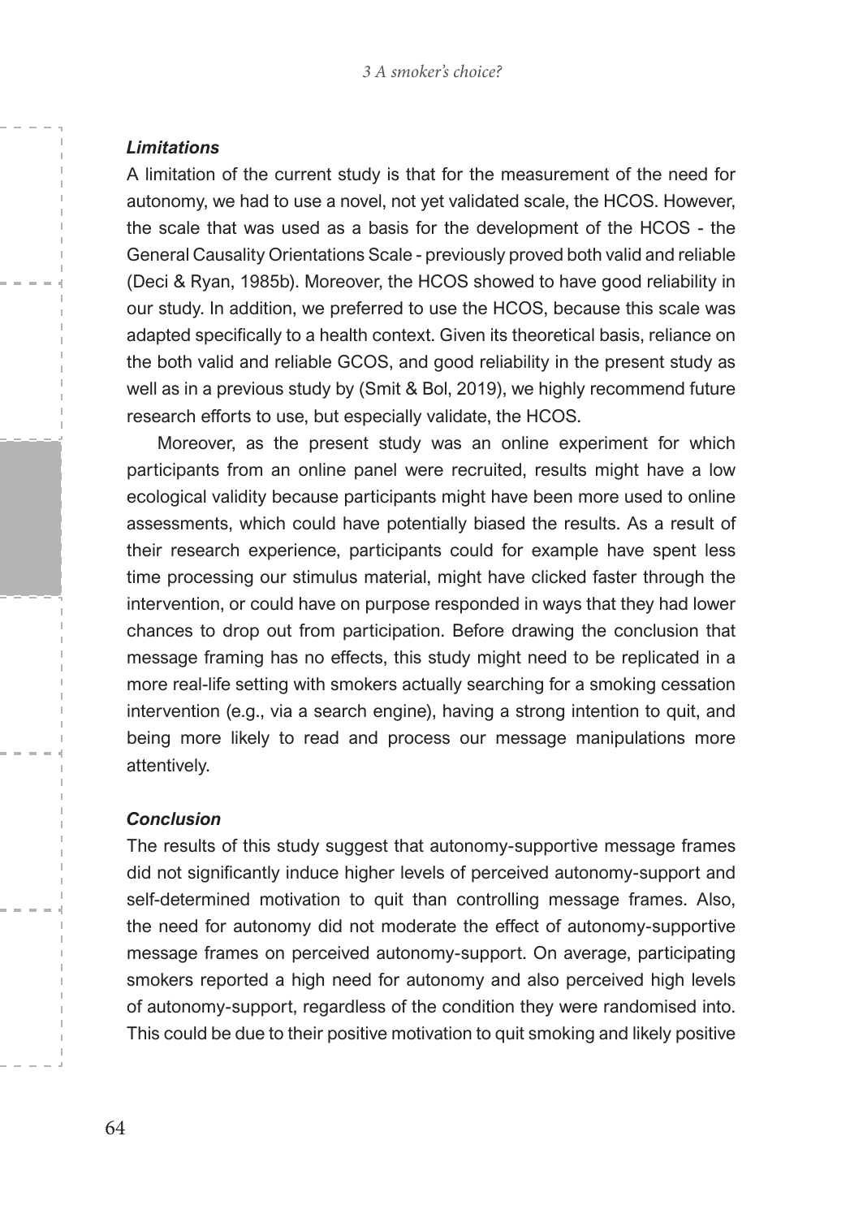### *Limitations*

A limitation of the current study is that for the measurement of the need for autonomy, we had to use a novel, not yet validated scale, the HCOS. However, the scale that was used as a basis for the development of the HCOS - the General Causality Orientations Scale - previously proved both valid and reliable (Deci & Ryan, 1985b). Moreover, the HCOS showed to have good reliability in our study. In addition, we preferred to use the HCOS, because this scale was adapted specifically to a health context. Given its theoretical basis, reliance on the both valid and reliable GCOS, and good reliability in the present study as well as in a previous study by (Smit & Bol, 2019), we highly recommend future research efforts to use, but especially validate, the HCOS.

Moreover, as the present study was an online experiment for which participants from an online panel were recruited, results might have a low ecological validity because participants might have been more used to online assessments, which could have potentially biased the results. As a result of their research experience, participants could for example have spent less time processing our stimulus material, might have clicked faster through the intervention, or could have on purpose responded in ways that they had lower chances to drop out from participation. Before drawing the conclusion that message framing has no effects, this study might need to be replicated in a more real-life setting with smokers actually searching for a smoking cessation intervention (e.g., via a search engine), having a strong intention to quit, and being more likely to read and process our message manipulations more attentively.

### *Conclusion*

The results of this study suggest that autonomy-supportive message frames did not significantly induce higher levels of perceived autonomy-support and self-determined motivation to quit than controlling message frames. Also, the need for autonomy did not moderate the effect of autonomy-supportive message frames on perceived autonomy-support. On average, participating smokers reported a high need for autonomy and also perceived high levels of autonomy-support, regardless of the condition they were randomised into. This could be due to their positive motivation to quit smoking and likely positive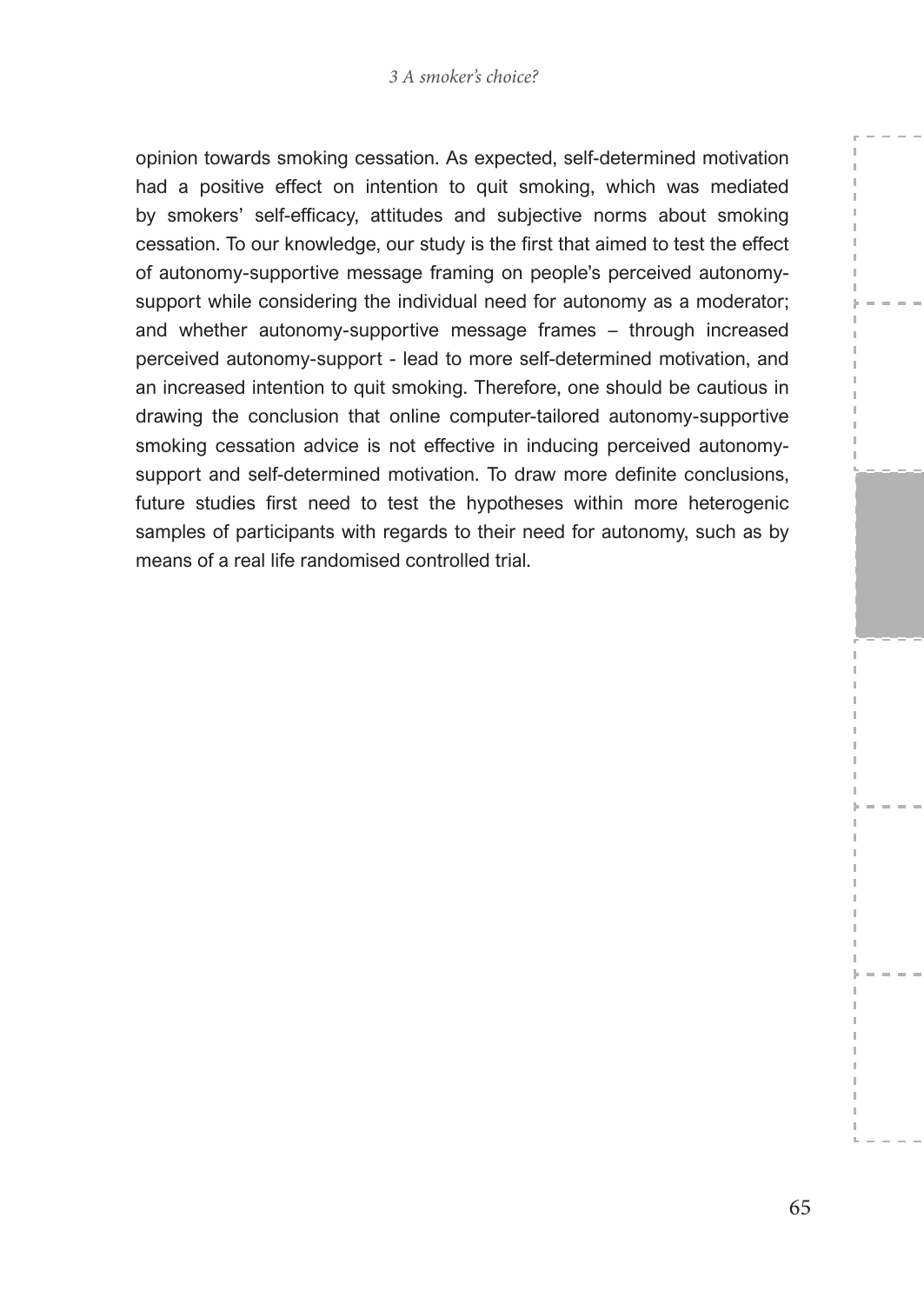opinion towards smoking cessation. As expected, self-determined motivation had a positive effect on intention to quit smoking, which was mediated by smokers' self-efficacy, attitudes and subjective norms about smoking cessation. To our knowledge, our study is the first that aimed to test the effect of autonomy-supportive message framing on people's perceived autonomy-support while considering the individual need for autonomy as a moderator; and whether autonomy-supportive message frames – through increased perceived autonomy-support - lead to more self-determined motivation, and an increased intention to quit smoking. Therefore, one should be cautious in drawing the conclusion that online computer-tailored autonomy-supportive smoking cessation advice is not effective in inducing perceived autonomy-support and self-determined motivation. To draw more definite conclusions, future studies first need to test the hypotheses within more heterogenic samples of participants with regards to their need for autonomy, such as by means of a real life randomised controlled trial.